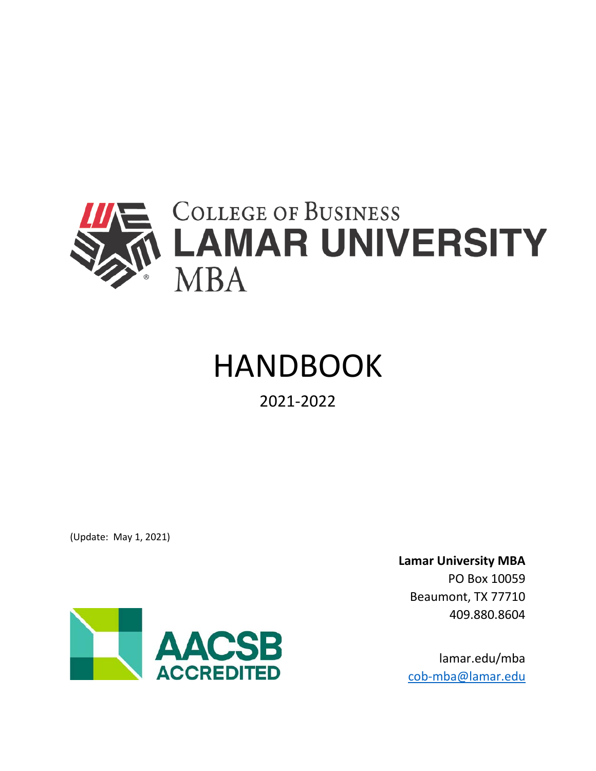College of Business
LAMAR UNIVERSITY
MBA

# HANDBOOK

2021-2022

(Update: May 1, 2021)

AACSB ACCREDITED

**Lamar University MBA**
PO Box 10059
Beaumont, TX 77710
409.880.8604

lamar.edu/mba
cob-mba@lamar.edu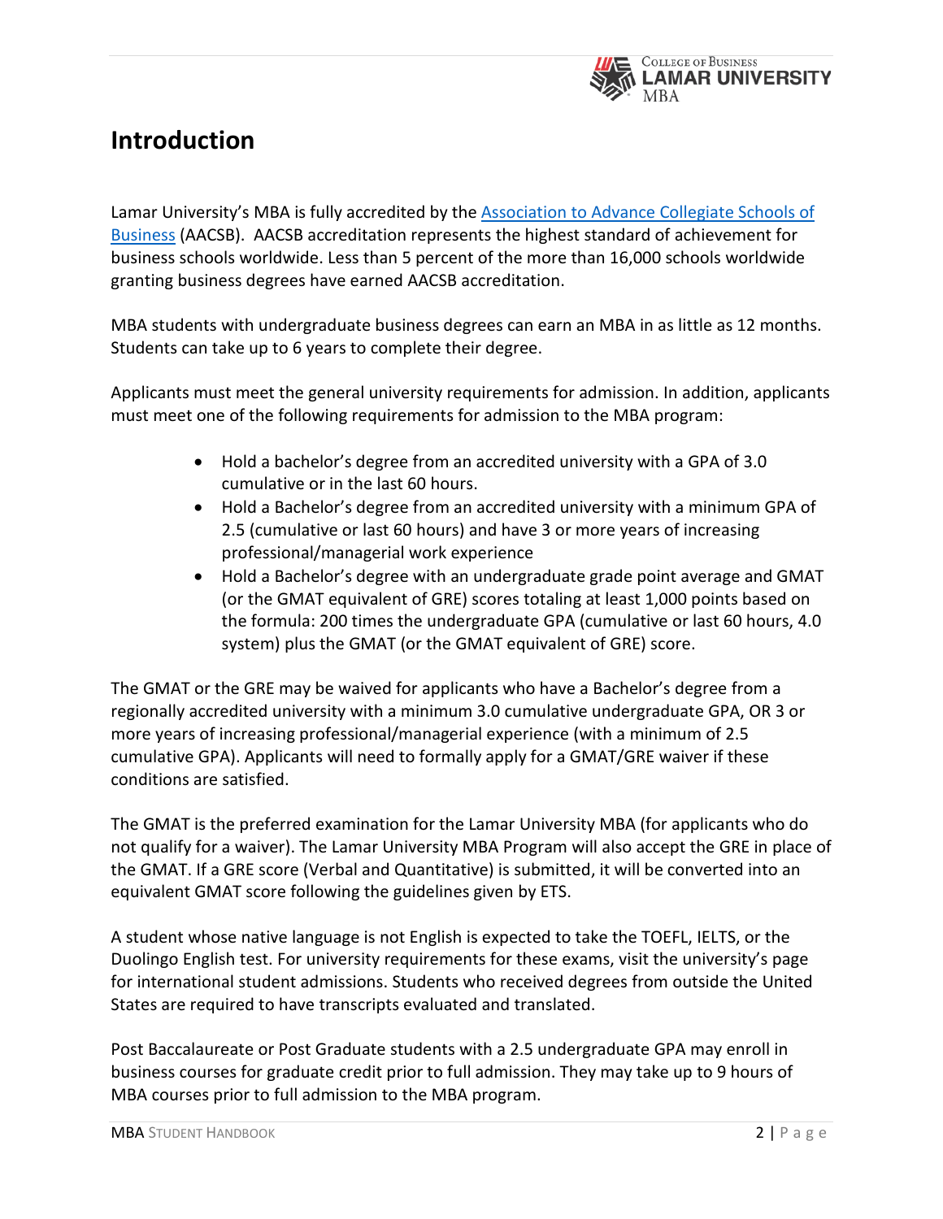# Introduction

Lamar University's MBA is fully accredited by the [Association to Advance Collegiate Schools of Business](#) (AACSB). AACSB accreditation represents the highest standard of achievement for business schools worldwide. Less than 5 percent of the more than 16,000 schools worldwide granting business degrees have earned AACSB accreditation.

MBA students with undergraduate business degrees can earn an MBA in as little as 12 months. Students can take up to 6 years to complete their degree.

Applicants must meet the general university requirements for admission. In addition, applicants must meet one of the following requirements for admission to the MBA program:

- Hold a bachelor's degree from an accredited university with a GPA of 3.0 cumulative or in the last 60 hours.
- Hold a Bachelor's degree from an accredited university with a minimum GPA of 2.5 (cumulative or last 60 hours) and have 3 or more years of increasing professional/managerial work experience
- Hold a Bachelor's degree with an undergraduate grade point average and GMAT (or the GMAT equivalent of GRE) scores totaling at least 1,000 points based on the formula: 200 times the undergraduate GPA (cumulative or last 60 hours, 4.0 system) plus the GMAT (or the GMAT equivalent of GRE) score.

The GMAT or the GRE may be waived for applicants who have a Bachelor's degree from a regionally accredited university with a minimum 3.0 cumulative undergraduate GPA, OR 3 or more years of increasing professional/managerial experience (with a minimum of 2.5 cumulative GPA). Applicants will need to formally apply for a GMAT/GRE waiver if these conditions are satisfied.

The GMAT is the preferred examination for the Lamar University MBA (for applicants who do not qualify for a waiver). The Lamar University MBA Program will also accept the GRE in place of the GMAT. If a GRE score (Verbal and Quantitative) is submitted, it will be converted into an equivalent GMAT score following the guidelines given by ETS.

A student whose native language is not English is expected to take the TOEFL, IELTS, or the Duolingo English test. For university requirements for these exams, visit the university's page for international student admissions. Students who received degrees from outside the United States are required to have transcripts evaluated and translated.

Post Baccalaureate or Post Graduate students with a 2.5 undergraduate GPA may enroll in business courses for graduate credit prior to full admission. They may take up to 9 hours of MBA courses prior to full admission to the MBA program.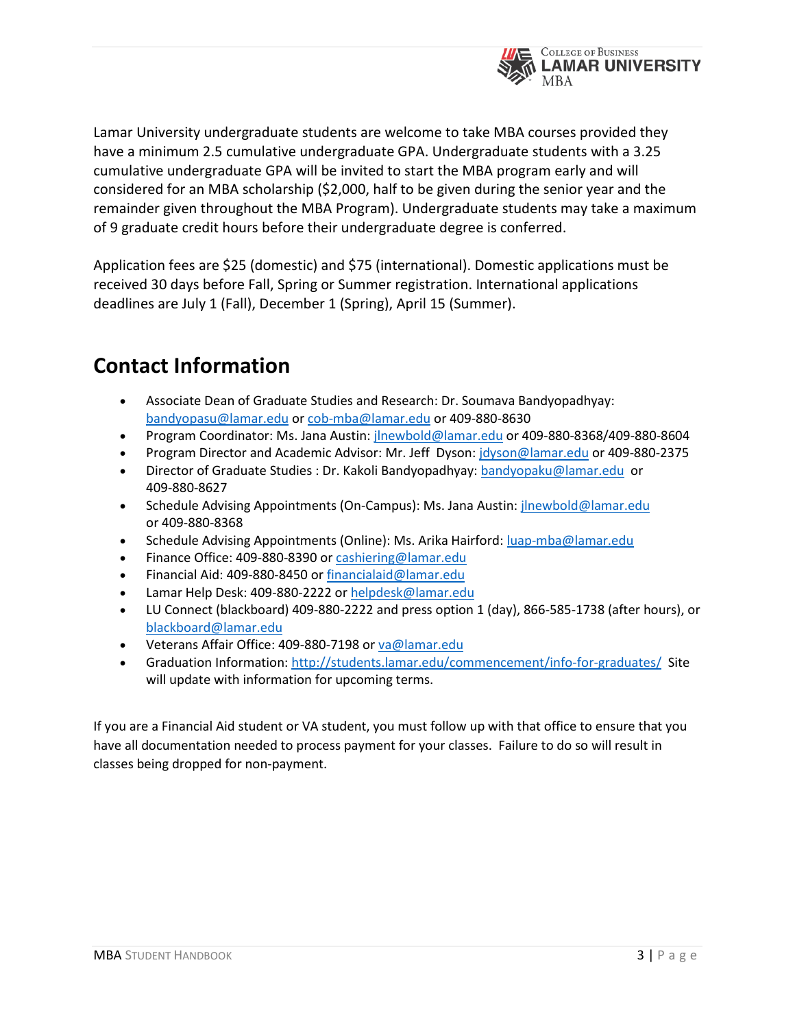Lamar University undergraduate students are welcome to take MBA courses provided they have a minimum 2.5 cumulative undergraduate GPA. Undergraduate students with a 3.25 cumulative undergraduate GPA will be invited to start the MBA program early and will considered for an MBA scholarship ($2,000, half to be given during the senior year and the remainder given throughout the MBA Program). Undergraduate students may take a maximum of 9 graduate credit hours before their undergraduate degree is conferred.

Application fees are $25 (domestic) and $75 (international). Domestic applications must be received 30 days before Fall, Spring or Summer registration. International applications deadlines are July 1 (Fall), December 1 (Spring), April 15 (Summer).

## Contact Information

- Associate Dean of Graduate Studies and Research: Dr. Soumava Bandyopadhyay: bandyopasu@lamar.edu or cob-mba@lamar.edu or 409-880-8630
- Program Coordinator: Ms. Jana Austin: jlnewbold@lamar.edu or 409-880-8368/409-880-8604
- Program Director and Academic Advisor: Mr. Jeff Dyson: jdyson@lamar.edu or 409-880-2375
- Director of Graduate Studies : Dr. Kakoli Bandyopadhyay: bandyopaku@lamar.edu or 409-880-8627
- Schedule Advising Appointments (On-Campus): Ms. Jana Austin: jlnewbold@lamar.edu or 409-880-8368
- Schedule Advising Appointments (Online): Ms. Arika Hairford: luap-mba@lamar.edu
- Finance Office: 409-880-8390 or cashiering@lamar.edu
- Financial Aid: 409-880-8450 or financialaid@lamar.edu
- Lamar Help Desk: 409-880-2222 or helpdesk@lamar.edu
- LU Connect (blackboard) 409-880-2222 and press option 1 (day), 866-585-1738 (after hours), or blackboard@lamar.edu
- Veterans Affair Office: 409-880-7198 or va@lamar.edu
- Graduation Information: http://students.lamar.edu/commencement/info-for-graduates/ Site will update with information for upcoming terms.

If you are a Financial Aid student or VA student, you must follow up with that office to ensure that you have all documentation needed to process payment for your classes. Failure to do so will result in classes being dropped for non-payment.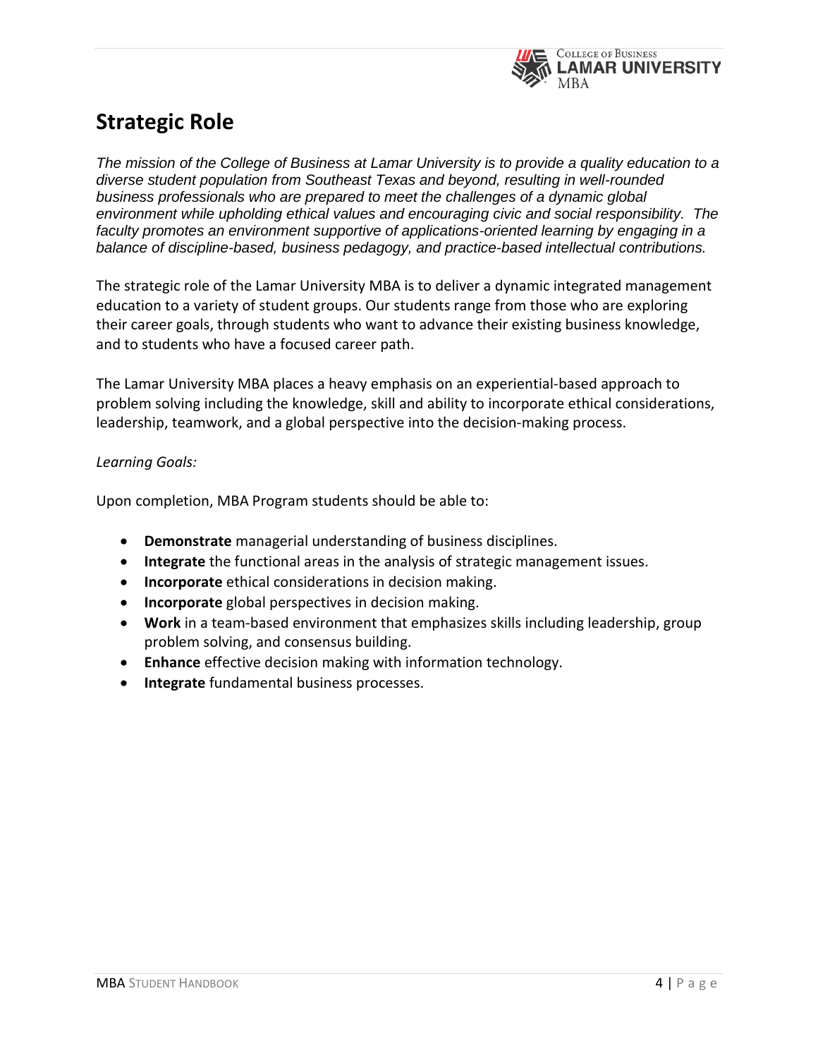# Strategic Role

*The mission of the College of Business at Lamar University is to provide a quality education to a diverse student population from Southeast Texas and beyond, resulting in well-rounded business professionals who are prepared to meet the challenges of a dynamic global environment while upholding ethical values and encouraging civic and social responsibility. The faculty promotes an environment supportive of applications-oriented learning by engaging in a balance of discipline-based, business pedagogy, and practice-based intellectual contributions.*

The strategic role of the Lamar University MBA is to deliver a dynamic integrated management education to a variety of student groups. Our students range from those who are exploring their career goals, through students who want to advance their existing business knowledge, and to students who have a focused career path.

The Lamar University MBA places a heavy emphasis on an experiential-based approach to problem solving including the knowledge, skill and ability to incorporate ethical considerations, leadership, teamwork, and a global perspective into the decision-making process.

*Learning Goals:*

Upon completion, MBA Program students should be able to:

- **Demonstrate** managerial understanding of business disciplines.
- **Integrate** the functional areas in the analysis of strategic management issues.
- **Incorporate** ethical considerations in decision making.
- **Incorporate** global perspectives in decision making.
- **Work** in a team-based environment that emphasizes skills including leadership, group problem solving, and consensus building.
- **Enhance** effective decision making with information technology.
- **Integrate** fundamental business processes.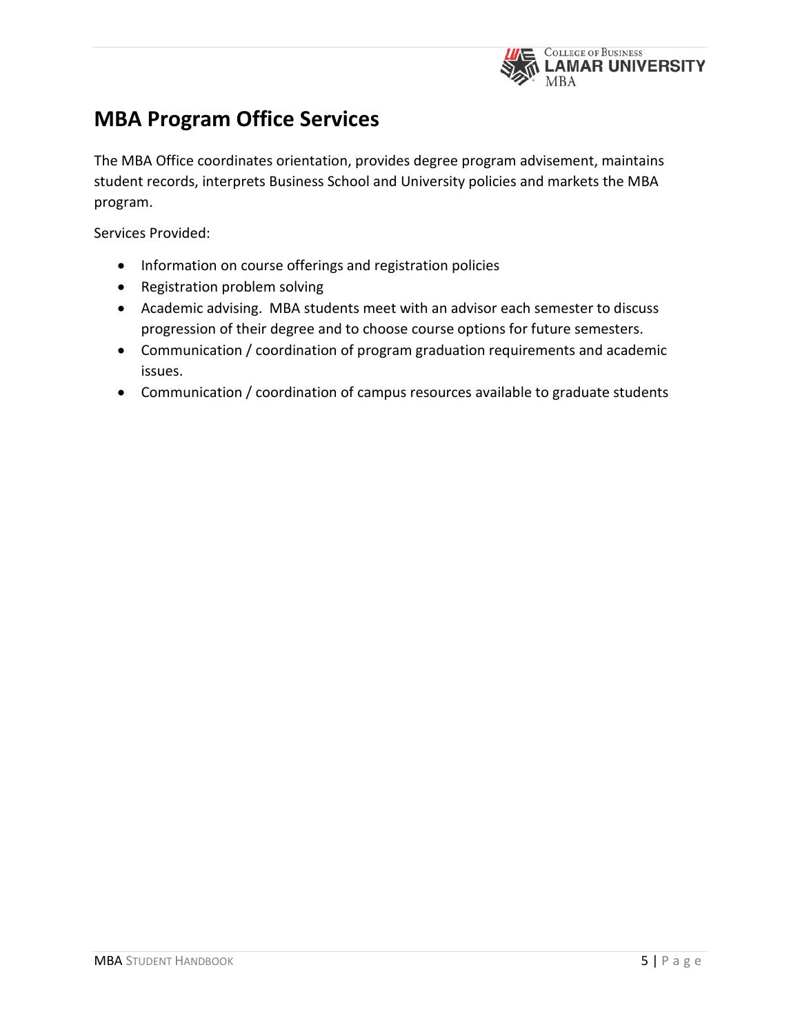## MBA Program Office Services

The MBA Office coordinates orientation, provides degree program advisement, maintains student records, interprets Business School and University policies and markets the MBA program.

Services Provided:

- Information on course offerings and registration policies
- Registration problem solving
- Academic advising. MBA students meet with an advisor each semester to discuss progression of their degree and to choose course options for future semesters.
- Communication / coordination of program graduation requirements and academic issues.
- Communication / coordination of campus resources available to graduate students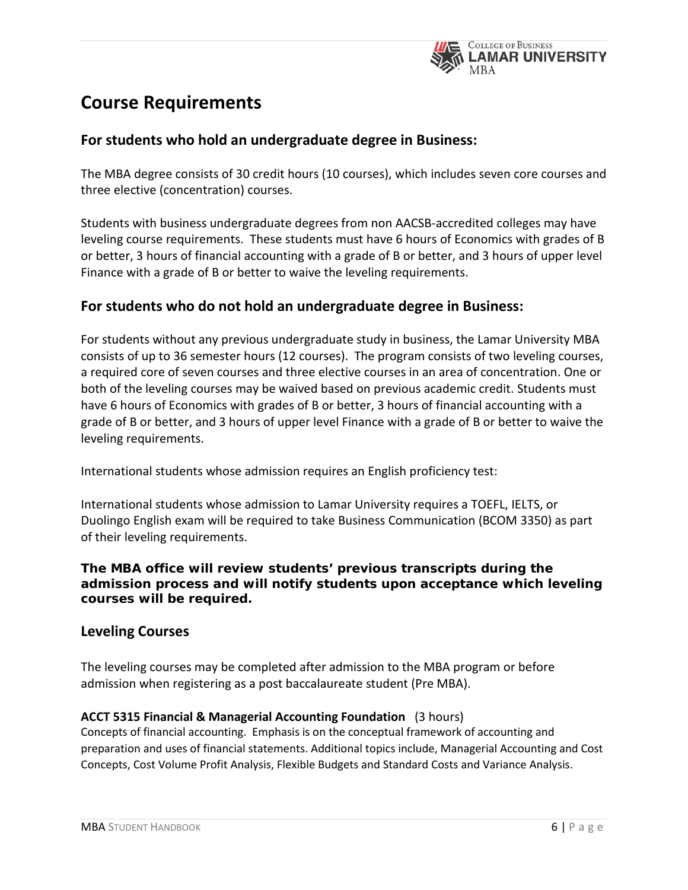# Course Requirements

## For students who hold an undergraduate degree in Business:

The MBA degree consists of 30 credit hours (10 courses), which includes seven core courses and three elective (concentration) courses.

Students with business undergraduate degrees from non AACSB-accredited colleges may have leveling course requirements. These students must have 6 hours of Economics with grades of B or better, 3 hours of financial accounting with a grade of B or better, and 3 hours of upper level Finance with a grade of B or better to waive the leveling requirements.

## For students who do not hold an undergraduate degree in Business:

For students without any previous undergraduate study in business, the Lamar University MBA consists of up to 36 semester hours (12 courses). The program consists of two leveling courses, a required core of seven courses and three elective courses in an area of concentration. One or both of the leveling courses may be waived based on previous academic credit. Students must have 6 hours of Economics with grades of B or better, 3 hours of financial accounting with a grade of B or better, and 3 hours of upper level Finance with a grade of B or better to waive the leveling requirements.

International students whose admission requires an English proficiency test:

International students whose admission to Lamar University requires a TOEFL, IELTS, or Duolingo English exam will be required to take Business Communication (BCOM 3350) as part of their leveling requirements.

**The MBA office will review students' previous transcripts during the admission process and will notify students upon acceptance which leveling courses will be required.**

### Leveling Courses

The leveling courses may be completed after admission to the MBA program or before admission when registering as a post baccalaureate student (Pre MBA).

**ACCT 5315 Financial & Managerial Accounting Foundation** (3 hours)
Concepts of financial accounting. Emphasis is on the conceptual framework of accounting and preparation and uses of financial statements. Additional topics include, Managerial Accounting and Cost Concepts, Cost Volume Profit Analysis, Flexible Budgets and Standard Costs and Variance Analysis.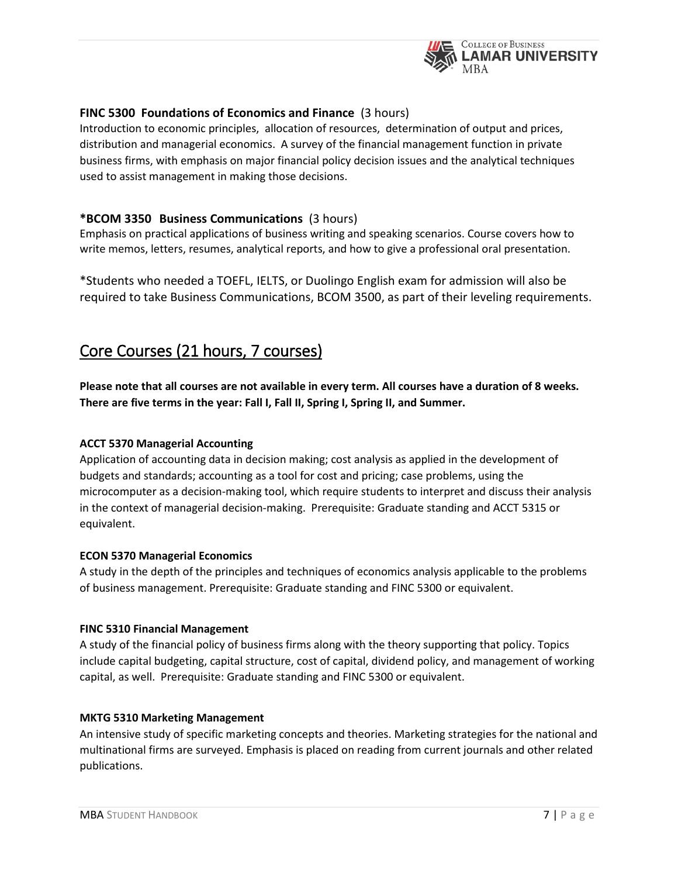### FINC 5300 Foundations of Economics and Finance (3 hours)

Introduction to economic principles, allocation of resources, determination of output and prices, distribution and managerial economics. A survey of the financial management function in private business firms, with emphasis on major financial policy decision issues and the analytical techniques used to assist management in making those decisions.

### *BCOM 3350 Business Communications (3 hours)

Emphasis on practical applications of business writing and speaking scenarios. Course covers how to write memos, letters, resumes, analytical reports, and how to give a professional oral presentation.

*Students who needed a TOEFL, IELTS, or Duolingo English exam for admission will also be required to take Business Communications, BCOM 3500, as part of their leveling requirements.

## Core Courses (21 hours, 7 courses)

**Please note that all courses are not available in every term. All courses have a duration of 8 weeks. There are five terms in the year: Fall I, Fall II, Spring I, Spring II, and Summer.**

#### ACCT 5370 Managerial Accounting

Application of accounting data in decision making; cost analysis as applied in the development of budgets and standards; accounting as a tool for cost and pricing; case problems, using the microcomputer as a decision-making tool, which require students to interpret and discuss their analysis in the context of managerial decision-making. Prerequisite: Graduate standing and ACCT 5315 or equivalent.

#### ECON 5370 Managerial Economics

A study in the depth of the principles and techniques of economics analysis applicable to the problems of business management. Prerequisite: Graduate standing and FINC 5300 or equivalent.

#### FINC 5310 Financial Management

A study of the financial policy of business firms along with the theory supporting that policy. Topics include capital budgeting, capital structure, cost of capital, dividend policy, and management of working capital, as well. Prerequisite: Graduate standing and FINC 5300 or equivalent.

#### MKTG 5310 Marketing Management

An intensive study of specific marketing concepts and theories. Marketing strategies for the national and multinational firms are surveyed. Emphasis is placed on reading from current journals and other related publications.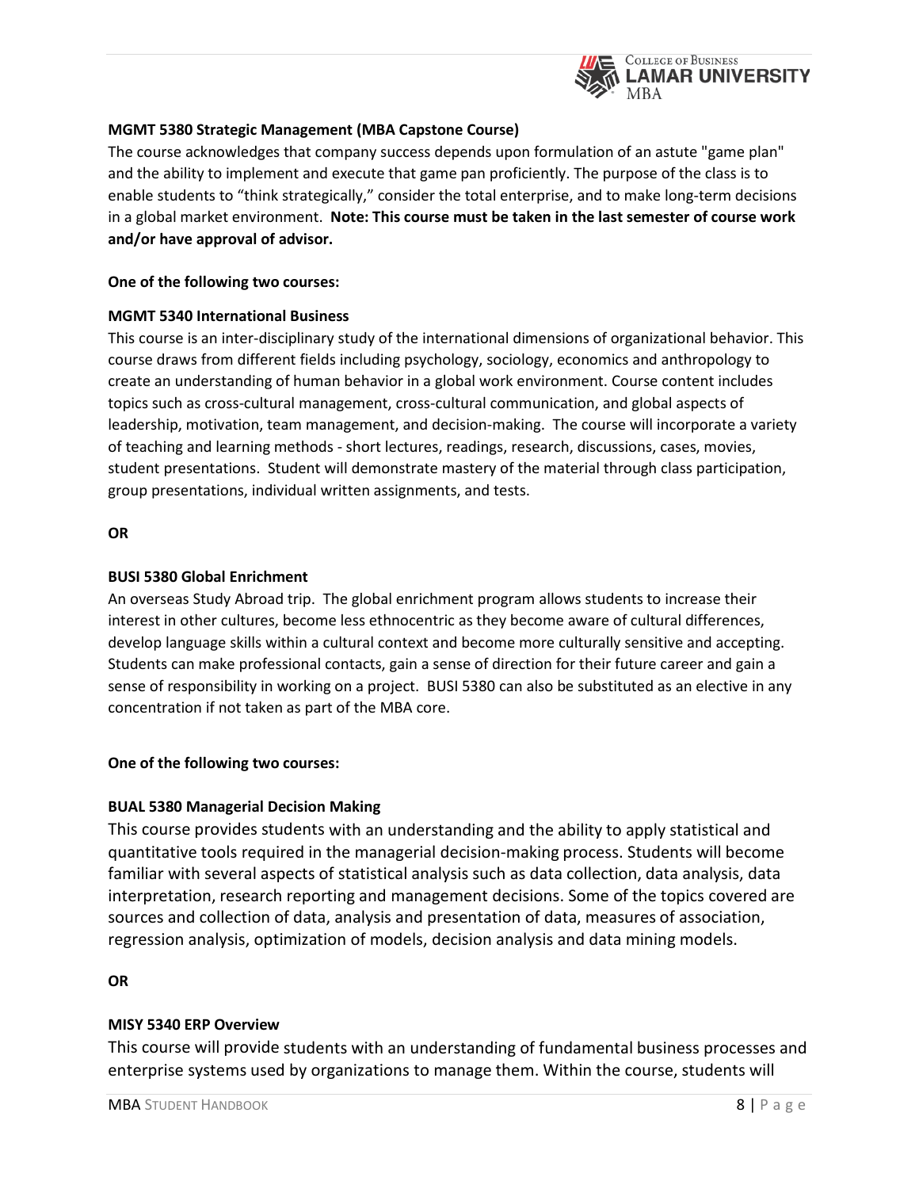**MGMT 5380 Strategic Management (MBA Capstone Course)**

The course acknowledges that company success depends upon formulation of an astute "game plan" and the ability to implement and execute that game pan proficiently. The purpose of the class is to enable students to "think strategically," consider the total enterprise, and to make long-term decisions in a global market environment. **Note: This course must be taken in the last semester of course work and/or have approval of advisor.**

**One of the following two courses:**

**MGMT 5340 International Business**

This course is an inter-disciplinary study of the international dimensions of organizational behavior. This course draws from different fields including psychology, sociology, economics and anthropology to create an understanding of human behavior in a global work environment. Course content includes topics such as cross-cultural management, cross-cultural communication, and global aspects of leadership, motivation, team management, and decision-making. The course will incorporate a variety of teaching and learning methods - short lectures, readings, research, discussions, cases, movies, student presentations. Student will demonstrate mastery of the material through class participation, group presentations, individual written assignments, and tests.

**OR**

**BUSI 5380 Global Enrichment**

An overseas Study Abroad trip. The global enrichment program allows students to increase their interest in other cultures, become less ethnocentric as they become aware of cultural differences, develop language skills within a cultural context and become more culturally sensitive and accepting. Students can make professional contacts, gain a sense of direction for their future career and gain a sense of responsibility in working on a project. BUSI 5380 can also be substituted as an elective in any concentration if not taken as part of the MBA core.

**One of the following two courses:**

**BUAL 5380 Managerial Decision Making**

This course provides students with an understanding and the ability to apply statistical and quantitative tools required in the managerial decision-making process. Students will become familiar with several aspects of statistical analysis such as data collection, data analysis, data interpretation, research reporting and management decisions. Some of the topics covered are sources and collection of data, analysis and presentation of data, measures of association, regression analysis, optimization of models, decision analysis and data mining models.

**OR**

**MISY 5340 ERP Overview**

This course will provide students with an understanding of fundamental business processes and enterprise systems used by organizations to manage them. Within the course, students will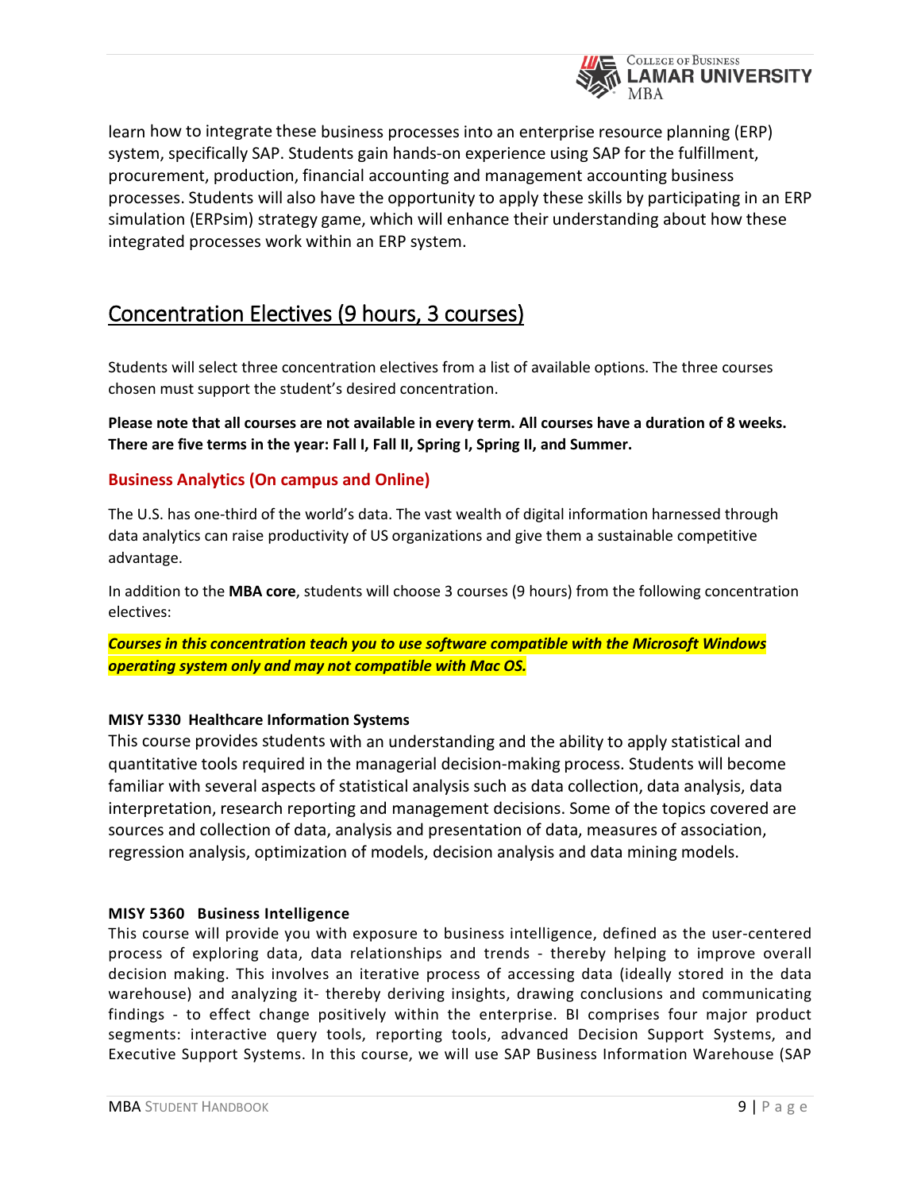learn how to integrate these business processes into an enterprise resource planning (ERP) system, specifically SAP. Students gain hands-on experience using SAP for the fulfillment, procurement, production, financial accounting and management accounting business processes. Students will also have the opportunity to apply these skills by participating in an ERP simulation (ERPsim) strategy game, which will enhance their understanding about how these integrated processes work within an ERP system.

## Concentration Electives (9 hours, 3 courses)

Students will select three concentration electives from a list of available options. The three courses chosen must support the student's desired concentration.

**Please note that all courses are not available in every term. All courses have a duration of 8 weeks. There are five terms in the year: Fall I, Fall II, Spring I, Spring II, and Summer.**

### Business Analytics (On campus and Online)

The U.S. has one-third of the world's data. The vast wealth of digital information harnessed through data analytics can raise productivity of US organizations and give them a sustainable competitive advantage.

In addition to the **MBA core**, students will choose 3 courses (9 hours) from the following concentration electives:

***Courses in this concentration teach you to use software compatible with the Microsoft Windows operating system only and may not compatible with Mac OS.***

**MISY 5330 Healthcare Information Systems**
This course provides students with an understanding and the ability to apply statistical and quantitative tools required in the managerial decision-making process. Students will become familiar with several aspects of statistical analysis such as data collection, data analysis, data interpretation, research reporting and management decisions. Some of the topics covered are sources and collection of data, analysis and presentation of data, measures of association, regression analysis, optimization of models, decision analysis and data mining models.

**MISY 5360 Business Intelligence**
This course will provide you with exposure to business intelligence, defined as the user-centered process of exploring data, data relationships and trends - thereby helping to improve overall decision making. This involves an iterative process of accessing data (ideally stored in the data warehouse) and analyzing it- thereby deriving insights, drawing conclusions and communicating findings - to effect change positively within the enterprise. BI comprises four major product segments: interactive query tools, reporting tools, advanced Decision Support Systems, and Executive Support Systems. In this course, we will use SAP Business Information Warehouse (SAP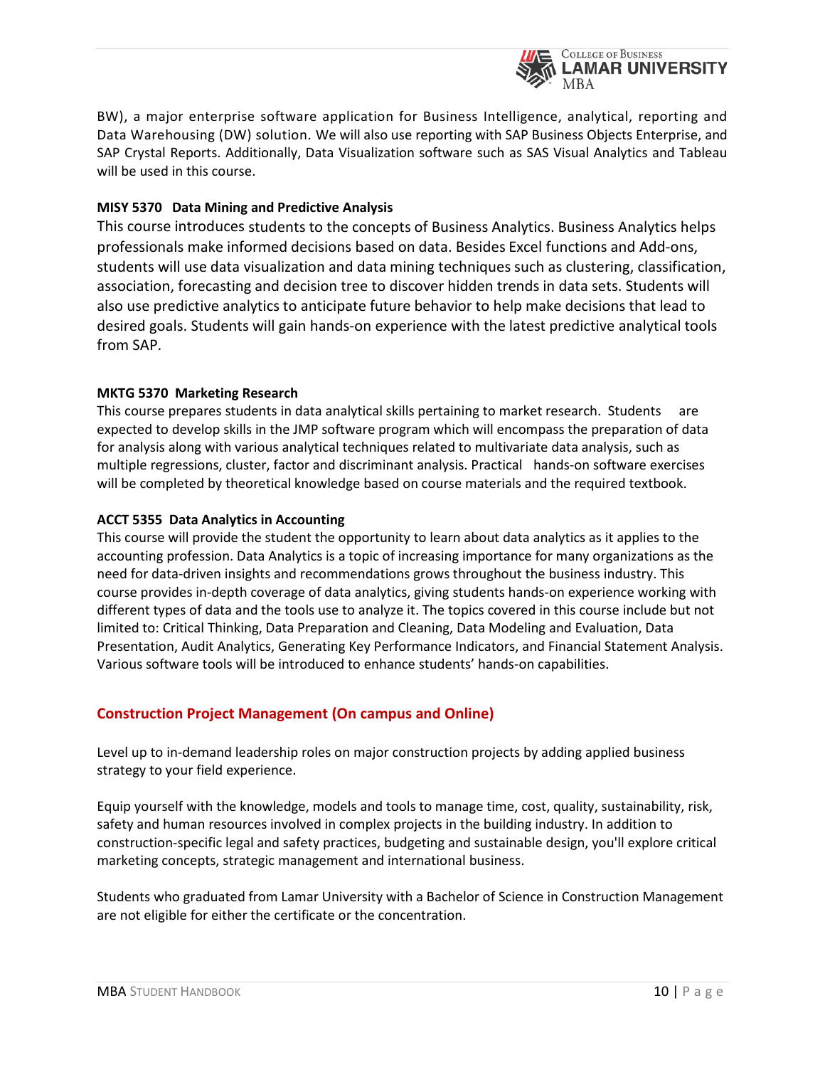BW), a major enterprise software application for Business Intelligence, analytical, reporting and Data Warehousing (DW) solution. We will also use reporting with SAP Business Objects Enterprise, and SAP Crystal Reports. Additionally, Data Visualization software such as SAS Visual Analytics and Tableau will be used in this course.

**MISY 5370 Data Mining and Predictive Analysis**

This course introduces students to the concepts of Business Analytics. Business Analytics helps professionals make informed decisions based on data. Besides Excel functions and Add-ons, students will use data visualization and data mining techniques such as clustering, classification, association, forecasting and decision tree to discover hidden trends in data sets. Students will also use predictive analytics to anticipate future behavior to help make decisions that lead to desired goals. Students will gain hands-on experience with the latest predictive analytical tools from SAP.

**MKTG 5370 Marketing Research**

This course prepares students in data analytical skills pertaining to market research. Students are expected to develop skills in the JMP software program which will encompass the preparation of data for analysis along with various analytical techniques related to multivariate data analysis, such as multiple regressions, cluster, factor and discriminant analysis. Practical hands-on software exercises will be completed by theoretical knowledge based on course materials and the required textbook.

**ACCT 5355 Data Analytics in Accounting**

This course will provide the student the opportunity to learn about data analytics as it applies to the accounting profession. Data Analytics is a topic of increasing importance for many organizations as the need for data-driven insights and recommendations grows throughout the business industry. This course provides in-depth coverage of data analytics, giving students hands-on experience working with different types of data and the tools use to analyze it. The topics covered in this course include but not limited to: Critical Thinking, Data Preparation and Cleaning, Data Modeling and Evaluation, Data Presentation, Audit Analytics, Generating Key Performance Indicators, and Financial Statement Analysis. Various software tools will be introduced to enhance students' hands-on capabilities.

## Construction Project Management (On campus and Online)

Level up to in-demand leadership roles on major construction projects by adding applied business strategy to your field experience.

Equip yourself with the knowledge, models and tools to manage time, cost, quality, sustainability, risk, safety and human resources involved in complex projects in the building industry. In addition to construction-specific legal and safety practices, budgeting and sustainable design, you'll explore critical marketing concepts, strategic management and international business.

Students who graduated from Lamar University with a Bachelor of Science in Construction Management are not eligible for either the certificate or the concentration.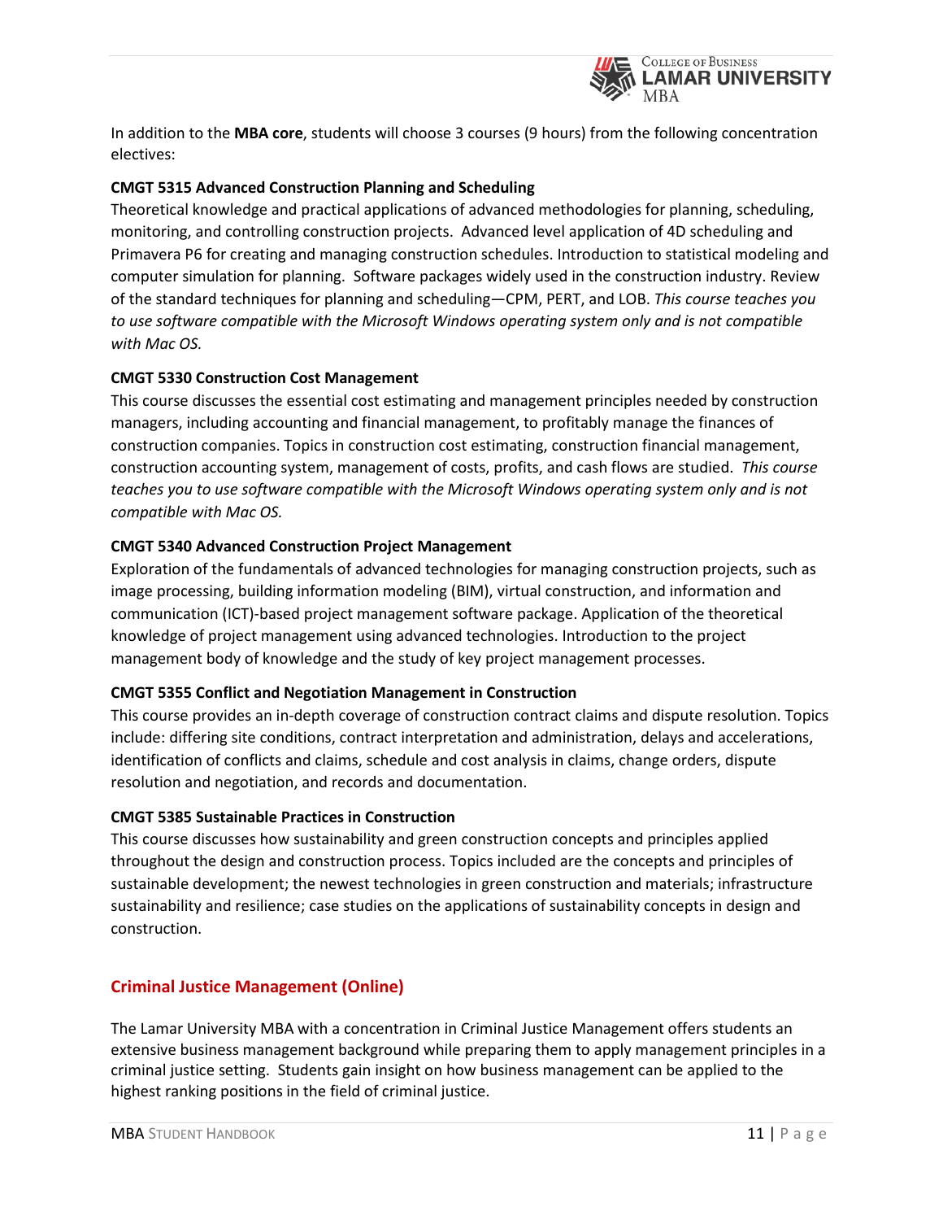In addition to the **MBA core**, students will choose 3 courses (9 hours) from the following concentration electives:

**CMGT 5315 Advanced Construction Planning and Scheduling**

Theoretical knowledge and practical applications of advanced methodologies for planning, scheduling, monitoring, and controlling construction projects. Advanced level application of 4D scheduling and Primavera P6 for creating and managing construction schedules. Introduction to statistical modeling and computer simulation for planning. Software packages widely used in the construction industry. Review of the standard techniques for planning and scheduling—CPM, PERT, and LOB. *This course teaches you to use software compatible with the Microsoft Windows operating system only and is not compatible with Mac OS.*

**CMGT 5330 Construction Cost Management**

This course discusses the essential cost estimating and management principles needed by construction managers, including accounting and financial management, to profitably manage the finances of construction companies. Topics in construction cost estimating, construction financial management, construction accounting system, management of costs, profits, and cash flows are studied. *This course teaches you to use software compatible with the Microsoft Windows operating system only and is not compatible with Mac OS.*

**CMGT 5340 Advanced Construction Project Management**

Exploration of the fundamentals of advanced technologies for managing construction projects, such as image processing, building information modeling (BIM), virtual construction, and information and communication (ICT)-based project management software package. Application of the theoretical knowledge of project management using advanced technologies. Introduction to the project management body of knowledge and the study of key project management processes.

**CMGT 5355 Conflict and Negotiation Management in Construction**

This course provides an in-depth coverage of construction contract claims and dispute resolution. Topics include: differing site conditions, contract interpretation and administration, delays and accelerations, identification of conflicts and claims, schedule and cost analysis in claims, change orders, dispute resolution and negotiation, and records and documentation.

**CMGT 5385 Sustainable Practices in Construction**

This course discusses how sustainability and green construction concepts and principles applied throughout the design and construction process. Topics included are the concepts and principles of sustainable development; the newest technologies in green construction and materials; infrastructure sustainability and resilience; case studies on the applications of sustainability concepts in design and construction.

## Criminal Justice Management (Online)

The Lamar University MBA with a concentration in Criminal Justice Management offers students an extensive business management background while preparing them to apply management principles in a criminal justice setting. Students gain insight on how business management can be applied to the highest ranking positions in the field of criminal justice.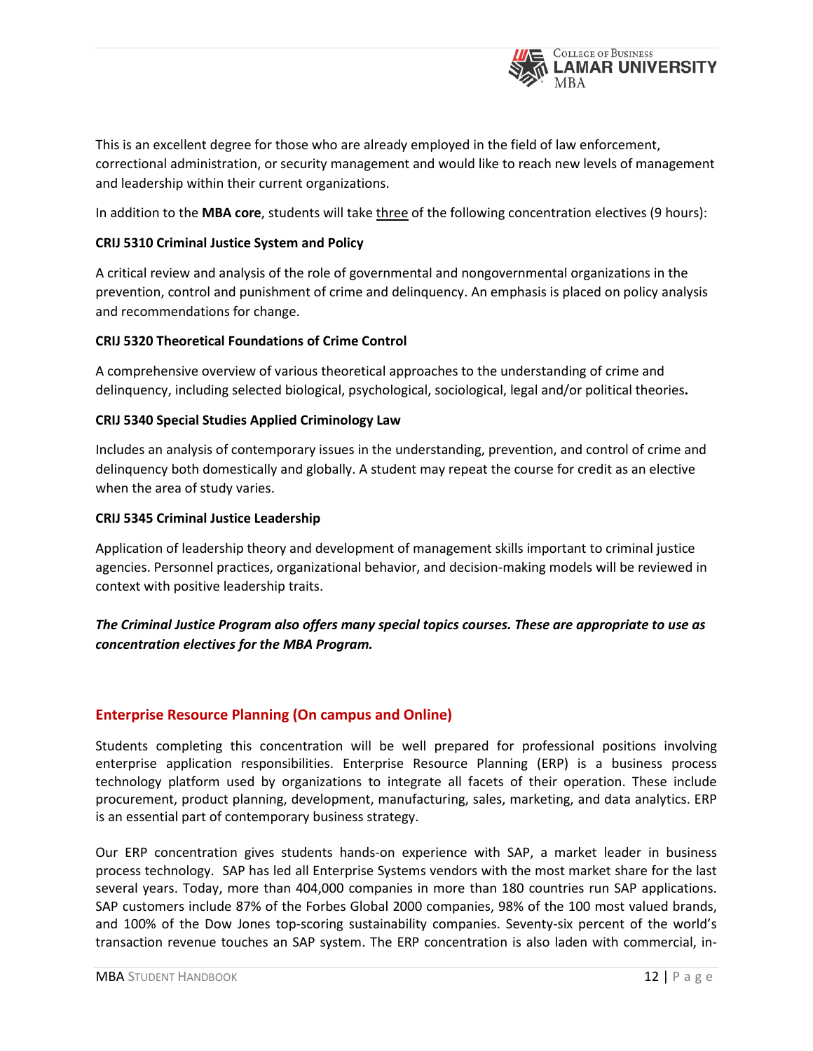This is an excellent degree for those who are already employed in the field of law enforcement, correctional administration, or security management and would like to reach new levels of management and leadership within their current organizations.

In addition to the **MBA core**, students will take three of the following concentration electives (9 hours):

**CRIJ 5310 Criminal Justice System and Policy**

A critical review and analysis of the role of governmental and nongovernmental organizations in the prevention, control and punishment of crime and delinquency. An emphasis is placed on policy analysis and recommendations for change.

**CRIJ 5320 Theoretical Foundations of Crime Control**

A comprehensive overview of various theoretical approaches to the understanding of crime and delinquency, including selected biological, psychological, sociological, legal and/or political theories**.**

**CRIJ 5340 Special Studies Applied Criminology Law**

Includes an analysis of contemporary issues in the understanding, prevention, and control of crime and delinquency both domestically and globally. A student may repeat the course for credit as an elective when the area of study varies.

**CRIJ 5345 Criminal Justice Leadership**

Application of leadership theory and development of management skills important to criminal justice agencies. Personnel practices, organizational behavior, and decision-making models will be reviewed in context with positive leadership traits.

***The Criminal Justice Program also offers many special topics courses. These are appropriate to use as concentration electives for the MBA Program.***

## Enterprise Resource Planning (On campus and Online)

Students completing this concentration will be well prepared for professional positions involving enterprise application responsibilities. Enterprise Resource Planning (ERP) is a business process technology platform used by organizations to integrate all facets of their operation. These include procurement, product planning, development, manufacturing, sales, marketing, and data analytics. ERP is an essential part of contemporary business strategy.

Our ERP concentration gives students hands-on experience with SAP, a market leader in business process technology. SAP has led all Enterprise Systems vendors with the most market share for the last several years. Today, more than 404,000 companies in more than 180 countries run SAP applications. SAP customers include 87% of the Forbes Global 2000 companies, 98% of the 100 most valued brands, and 100% of the Dow Jones top-scoring sustainability companies. Seventy-six percent of the world's transaction revenue touches an SAP system. The ERP concentration is also laden with commercial, in-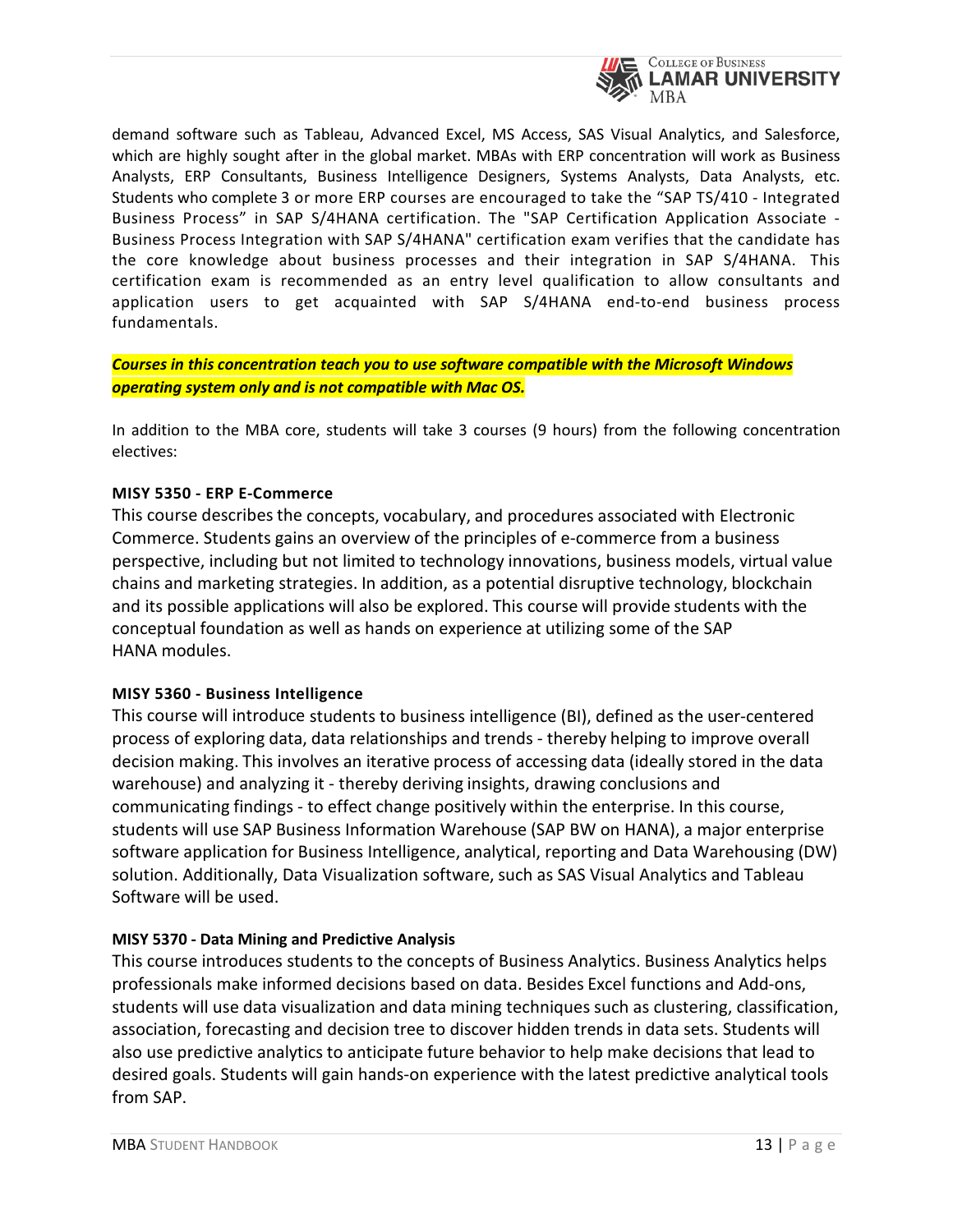demand software such as Tableau, Advanced Excel, MS Access, SAS Visual Analytics, and Salesforce, which are highly sought after in the global market. MBAs with ERP concentration will work as Business Analysts, ERP Consultants, Business Intelligence Designers, Systems Analysts, Data Analysts, etc. Students who complete 3 or more ERP courses are encouraged to take the "SAP TS/410 - Integrated Business Process" in SAP S/4HANA certification. The "SAP Certification Application Associate - Business Process Integration with SAP S/4HANA" certification exam verifies that the candidate has the core knowledge about business processes and their integration in SAP S/4HANA. This certification exam is recommended as an entry level qualification to allow consultants and application users to get acquainted with SAP S/4HANA end-to-end business process fundamentals.

***Courses in this concentration teach you to use software compatible with the Microsoft Windows operating system only and is not compatible with Mac OS.***

In addition to the MBA core, students will take 3 courses (9 hours) from the following concentration electives:

**MISY 5350 - ERP E-Commerce**

This course describes the concepts, vocabulary, and procedures associated with Electronic Commerce. Students gains an overview of the principles of e-commerce from a business perspective, including but not limited to technology innovations, business models, virtual value chains and marketing strategies. In addition, as a potential disruptive technology, blockchain and its possible applications will also be explored. This course will provide students with the conceptual foundation as well as hands on experience at utilizing some of the SAP HANA modules.

**MISY 5360 - Business Intelligence**

This course will introduce students to business intelligence (BI), defined as the user-centered process of exploring data, data relationships and trends - thereby helping to improve overall decision making. This involves an iterative process of accessing data (ideally stored in the data warehouse) and analyzing it - thereby deriving insights, drawing conclusions and communicating findings - to effect change positively within the enterprise. In this course, students will use SAP Business Information Warehouse (SAP BW on HANA), a major enterprise software application for Business Intelligence, analytical, reporting and Data Warehousing (DW) solution. Additionally, Data Visualization software, such as SAS Visual Analytics and Tableau Software will be used.

**MISY 5370 - Data Mining and Predictive Analysis**

This course introduces students to the concepts of Business Analytics. Business Analytics helps professionals make informed decisions based on data. Besides Excel functions and Add-ons, students will use data visualization and data mining techniques such as clustering, classification, association, forecasting and decision tree to discover hidden trends in data sets. Students will also use predictive analytics to anticipate future behavior to help make decisions that lead to desired goals. Students will gain hands-on experience with the latest predictive analytical tools from SAP.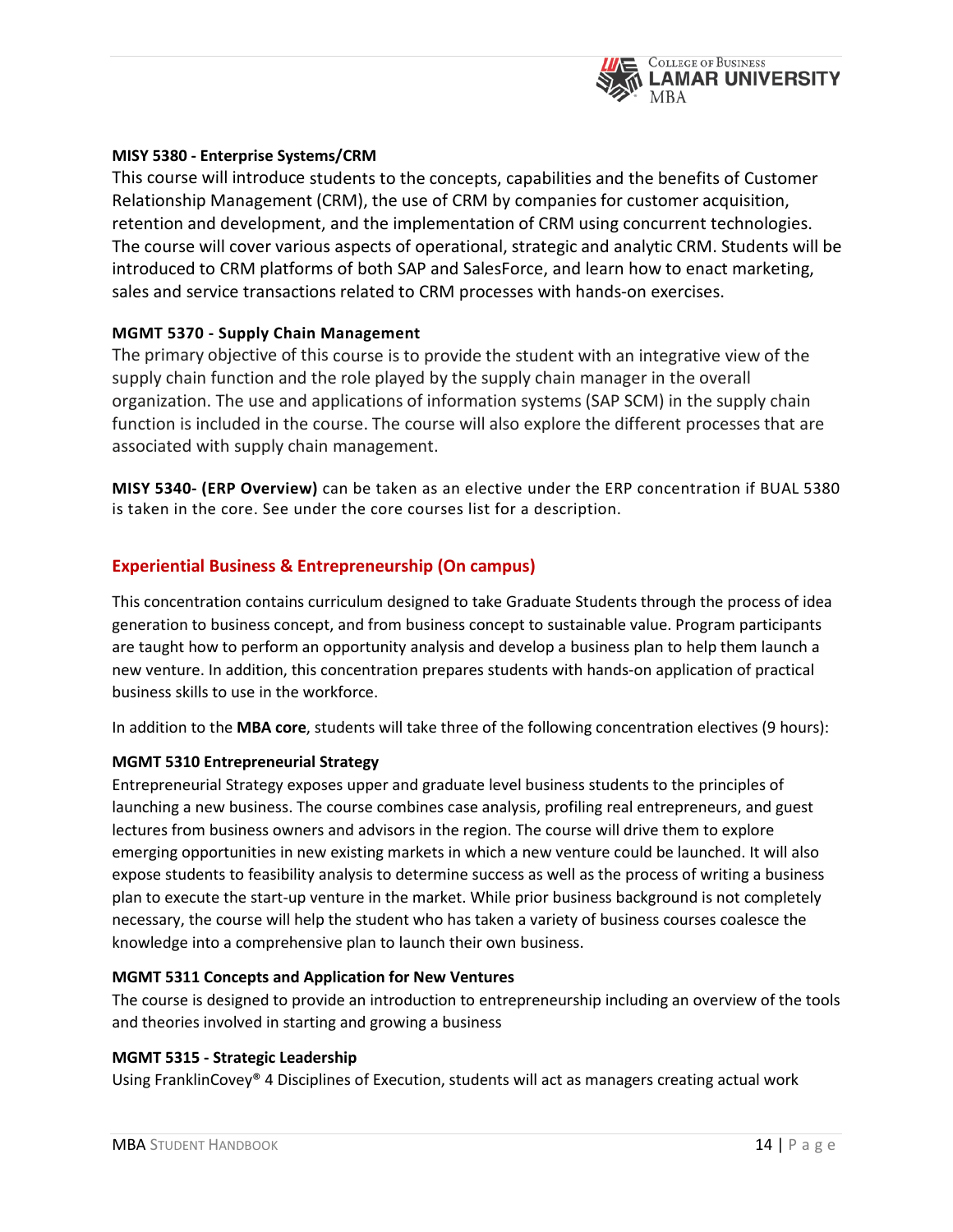**MISY 5380 - Enterprise Systems/CRM**

This course will introduce students to the concepts, capabilities and the benefits of Customer Relationship Management (CRM), the use of CRM by companies for customer acquisition, retention and development, and the implementation of CRM using concurrent technologies. The course will cover various aspects of operational, strategic and analytic CRM. Students will be introduced to CRM platforms of both SAP and SalesForce, and learn how to enact marketing, sales and service transactions related to CRM processes with hands-on exercises.

**MGMT 5370 - Supply Chain Management**

The primary objective of this course is to provide the student with an integrative view of the supply chain function and the role played by the supply chain manager in the overall organization. The use and applications of information systems (SAP SCM) in the supply chain function is included in the course. The course will also explore the different processes that are associated with supply chain management.

**MISY 5340- (ERP Overview)** can be taken as an elective under the ERP concentration if BUAL 5380 is taken in the core. See under the core courses list for a description.

## Experiential Business & Entrepreneurship (On campus)

This concentration contains curriculum designed to take Graduate Students through the process of idea generation to business concept, and from business concept to sustainable value. Program participants are taught how to perform an opportunity analysis and develop a business plan to help them launch a new venture. In addition, this concentration prepares students with hands-on application of practical business skills to use in the workforce.

In addition to the **MBA core**, students will take three of the following concentration electives (9 hours):

**MGMT 5310 Entrepreneurial Strategy**

Entrepreneurial Strategy exposes upper and graduate level business students to the principles of launching a new business. The course combines case analysis, profiling real entrepreneurs, and guest lectures from business owners and advisors in the region. The course will drive them to explore emerging opportunities in new existing markets in which a new venture could be launched. It will also expose students to feasibility analysis to determine success as well as the process of writing a business plan to execute the start-up venture in the market. While prior business background is not completely necessary, the course will help the student who has taken a variety of business courses coalesce the knowledge into a comprehensive plan to launch their own business.

**MGMT 5311 Concepts and Application for New Ventures**

The course is designed to provide an introduction to entrepreneurship including an overview of the tools and theories involved in starting and growing a business

**MGMT 5315 - Strategic Leadership**

Using FranklinCovey® 4 Disciplines of Execution, students will act as managers creating actual work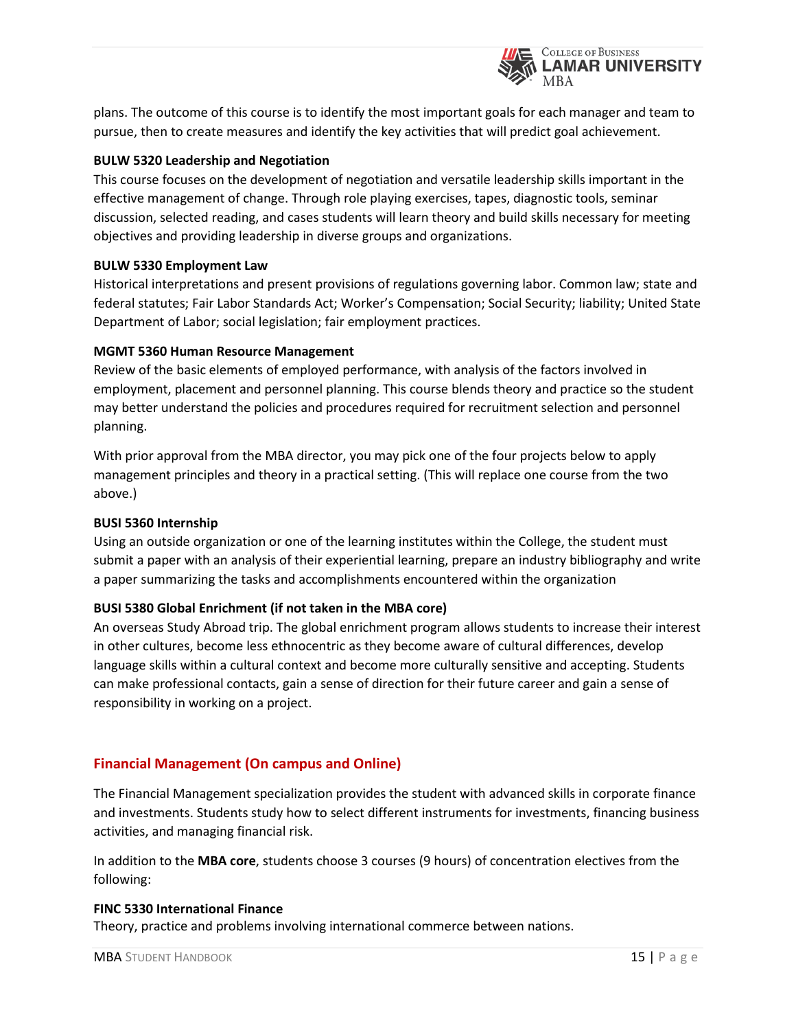plans. The outcome of this course is to identify the most important goals for each manager and team to pursue, then to create measures and identify the key activities that will predict goal achievement.

**BULW 5320 Leadership and Negotiation**

This course focuses on the development of negotiation and versatile leadership skills important in the effective management of change. Through role playing exercises, tapes, diagnostic tools, seminar discussion, selected reading, and cases students will learn theory and build skills necessary for meeting objectives and providing leadership in diverse groups and organizations.

**BULW 5330 Employment Law**

Historical interpretations and present provisions of regulations governing labor. Common law; state and federal statutes; Fair Labor Standards Act; Worker's Compensation; Social Security; liability; United State Department of Labor; social legislation; fair employment practices.

**MGMT 5360 Human Resource Management**

Review of the basic elements of employed performance, with analysis of the factors involved in employment, placement and personnel planning. This course blends theory and practice so the student may better understand the policies and procedures required for recruitment selection and personnel planning.

With prior approval from the MBA director, you may pick one of the four projects below to apply management principles and theory in a practical setting. (This will replace one course from the two above.)

**BUSI 5360 Internship**

Using an outside organization or one of the learning institutes within the College, the student must submit a paper with an analysis of their experiential learning, prepare an industry bibliography and write a paper summarizing the tasks and accomplishments encountered within the organization

**BUSI 5380 Global Enrichment (if not taken in the MBA core)**

An overseas Study Abroad trip. The global enrichment program allows students to increase their interest in other cultures, become less ethnocentric as they become aware of cultural differences, develop language skills within a cultural context and become more culturally sensitive and accepting. Students can make professional contacts, gain a sense of direction for their future career and gain a sense of responsibility in working on a project.

## Financial Management (On campus and Online)

The Financial Management specialization provides the student with advanced skills in corporate finance and investments. Students study how to select different instruments for investments, financing business activities, and managing financial risk.

In addition to the **MBA core**, students choose 3 courses (9 hours) of concentration electives from the following:

**FINC 5330 International Finance**

Theory, practice and problems involving international commerce between nations.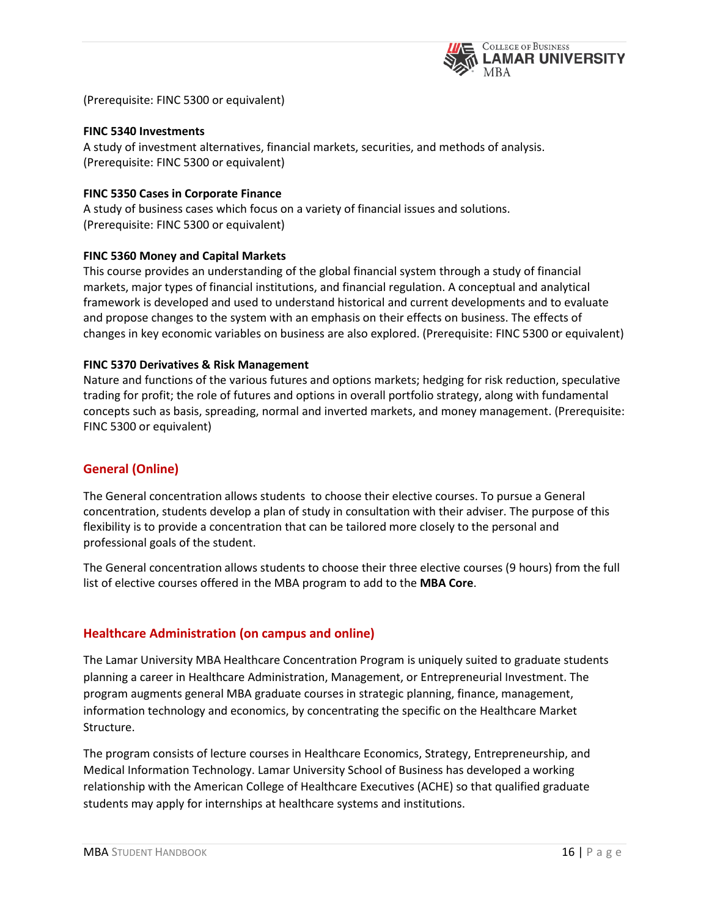(Prerequisite: FINC 5300 or equivalent)

**FINC 5340 Investments**
A study of investment alternatives, financial markets, securities, and methods of analysis. (Prerequisite: FINC 5300 or equivalent)

**FINC 5350 Cases in Corporate Finance**
A study of business cases which focus on a variety of financial issues and solutions. (Prerequisite: FINC 5300 or equivalent)

**FINC 5360 Money and Capital Markets**
This course provides an understanding of the global financial system through a study of financial markets, major types of financial institutions, and financial regulation. A conceptual and analytical framework is developed and used to understand historical and current developments and to evaluate and propose changes to the system with an emphasis on their effects on business. The effects of changes in key economic variables on business are also explored. (Prerequisite: FINC 5300 or equivalent)

**FINC 5370 Derivatives & Risk Management**
Nature and functions of the various futures and options markets; hedging for risk reduction, speculative trading for profit; the role of futures and options in overall portfolio strategy, along with fundamental concepts such as basis, spreading, normal and inverted markets, and money management. (Prerequisite: FINC 5300 or equivalent)

## General (Online)

The General concentration allows students to choose their elective courses. To pursue a General concentration, students develop a plan of study in consultation with their adviser. The purpose of this flexibility is to provide a concentration that can be tailored more closely to the personal and professional goals of the student.

The General concentration allows students to choose their three elective courses (9 hours) from the full list of elective courses offered in the MBA program to add to the **MBA Core**.

## Healthcare Administration (on campus and online)

The Lamar University MBA Healthcare Concentration Program is uniquely suited to graduate students planning a career in Healthcare Administration, Management, or Entrepreneurial Investment. The program augments general MBA graduate courses in strategic planning, finance, management, information technology and economics, by concentrating the specific on the Healthcare Market Structure.

The program consists of lecture courses in Healthcare Economics, Strategy, Entrepreneurship, and Medical Information Technology. Lamar University School of Business has developed a working relationship with the American College of Healthcare Executives (ACHE) so that qualified graduate students may apply for internships at healthcare systems and institutions.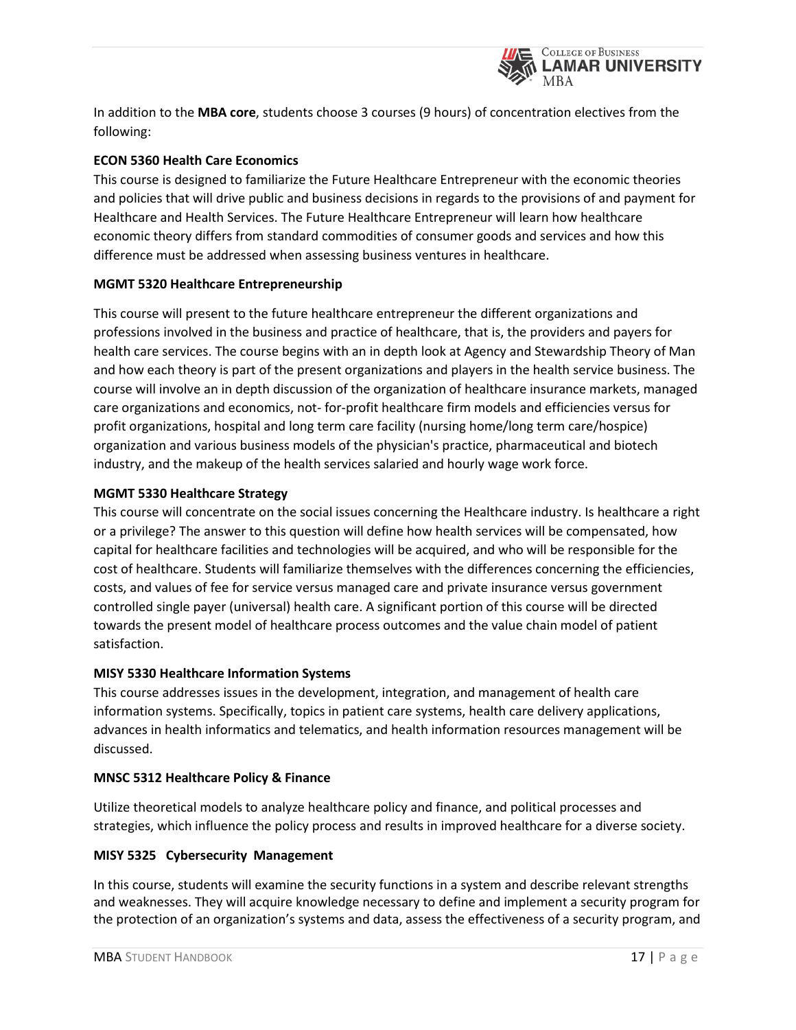In addition to the **MBA core**, students choose 3 courses (9 hours) of concentration electives from the following:

**ECON 5360 Health Care Economics**

This course is designed to familiarize the Future Healthcare Entrepreneur with the economic theories and policies that will drive public and business decisions in regards to the provisions of and payment for Healthcare and Health Services. The Future Healthcare Entrepreneur will learn how healthcare economic theory differs from standard commodities of consumer goods and services and how this difference must be addressed when assessing business ventures in healthcare.

**MGMT 5320 Healthcare Entrepreneurship**

This course will present to the future healthcare entrepreneur the different organizations and professions involved in the business and practice of healthcare, that is, the providers and payers for health care services. The course begins with an in depth look at Agency and Stewardship Theory of Man and how each theory is part of the present organizations and players in the health service business. The course will involve an in depth discussion of the organization of healthcare insurance markets, managed care organizations and economics, not- for-profit healthcare firm models and efficiencies versus for profit organizations, hospital and long term care facility (nursing home/long term care/hospice) organization and various business models of the physician's practice, pharmaceutical and biotech industry, and the makeup of the health services salaried and hourly wage work force.

**MGMT 5330 Healthcare Strategy**

This course will concentrate on the social issues concerning the Healthcare industry. Is healthcare a right or a privilege? The answer to this question will define how health services will be compensated, how capital for healthcare facilities and technologies will be acquired, and who will be responsible for the cost of healthcare. Students will familiarize themselves with the differences concerning the efficiencies, costs, and values of fee for service versus managed care and private insurance versus government controlled single payer (universal) health care. A significant portion of this course will be directed towards the present model of healthcare process outcomes and the value chain model of patient satisfaction.

**MISY 5330 Healthcare Information Systems**

This course addresses issues in the development, integration, and management of health care information systems. Specifically, topics in patient care systems, health care delivery applications, advances in health informatics and telematics, and health information resources management will be discussed.

**MNSC 5312 Healthcare Policy & Finance**

Utilize theoretical models to analyze healthcare policy and finance, and political processes and strategies, which influence the policy process and results in improved healthcare for a diverse society.

**MISY 5325 Cybersecurity Management**

In this course, students will examine the security functions in a system and describe relevant strengths and weaknesses. They will acquire knowledge necessary to define and implement a security program for the protection of an organization's systems and data, assess the effectiveness of a security program, and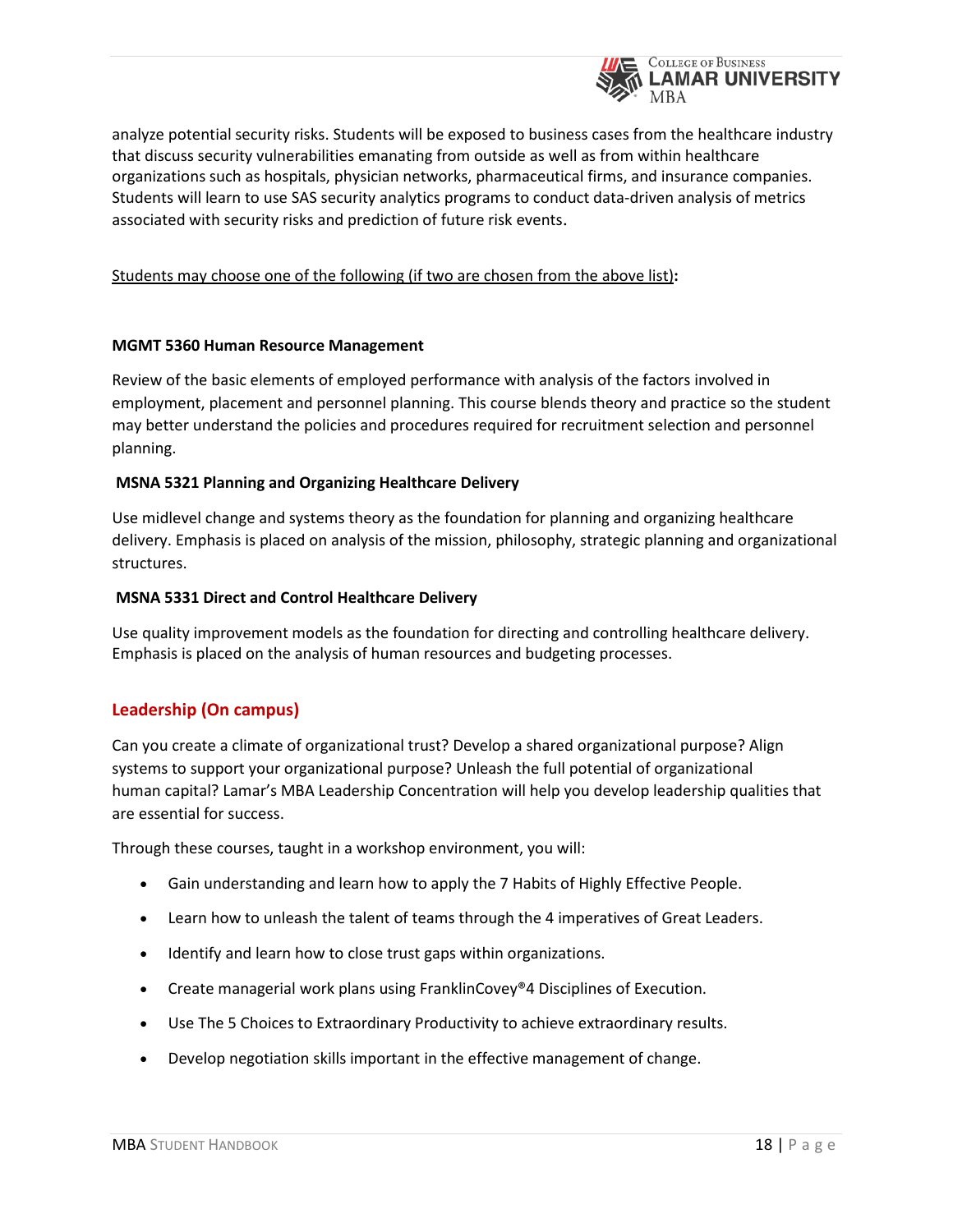analyze potential security risks. Students will be exposed to business cases from the healthcare industry that discuss security vulnerabilities emanating from outside as well as from within healthcare organizations such as hospitals, physician networks, pharmaceutical firms, and insurance companies. Students will learn to use SAS security analytics programs to conduct data-driven analysis of metrics associated with security risks and prediction of future risk events.

Students may choose one of the following (if two are chosen from the above list)**:**

**MGMT 5360 Human Resource Management**

Review of the basic elements of employed performance with analysis of the factors involved in employment, placement and personnel planning. This course blends theory and practice so the student may better understand the policies and procedures required for recruitment selection and personnel planning.

**MSNA 5321 Planning and Organizing Healthcare Delivery**

Use midlevel change and systems theory as the foundation for planning and organizing healthcare delivery. Emphasis is placed on analysis of the mission, philosophy, strategic planning and organizational structures.

**MSNA 5331 Direct and Control Healthcare Delivery**

Use quality improvement models as the foundation for directing and controlling healthcare delivery. Emphasis is placed on the analysis of human resources and budgeting processes.

## Leadership (On campus)

Can you create a climate of organizational trust? Develop a shared organizational purpose? Align systems to support your organizational purpose? Unleash the full potential of organizational human capital? Lamar's MBA Leadership Concentration will help you develop leadership qualities that are essential for success.

Through these courses, taught in a workshop environment, you will:

- Gain understanding and learn how to apply the 7 Habits of Highly Effective People.
- Learn how to unleash the talent of teams through the 4 imperatives of Great Leaders.
- Identify and learn how to close trust gaps within organizations.
- Create managerial work plans using FranklinCovey®4 Disciplines of Execution.
- Use The 5 Choices to Extraordinary Productivity to achieve extraordinary results.
- Develop negotiation skills important in the effective management of change.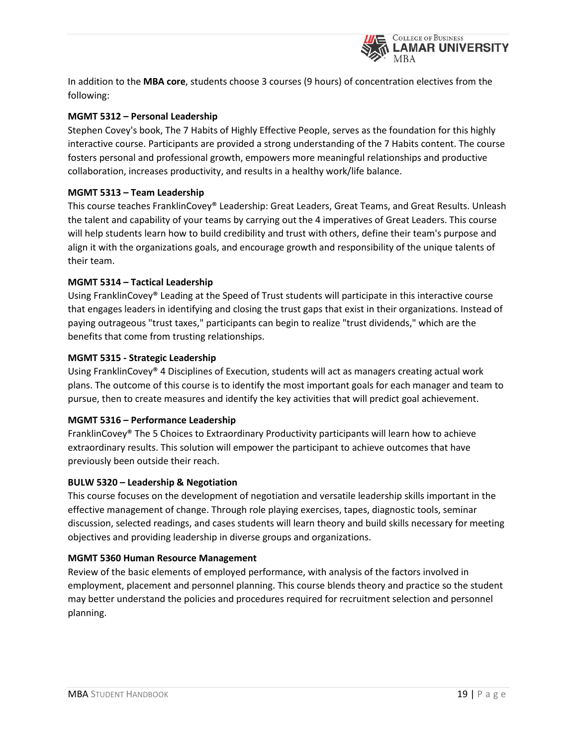In addition to the **MBA core**, students choose 3 courses (9 hours) of concentration electives from the following:

**MGMT 5312 – Personal Leadership**

Stephen Covey's book, The 7 Habits of Highly Effective People, serves as the foundation for this highly interactive course. Participants are provided a strong understanding of the 7 Habits content. The course fosters personal and professional growth, empowers more meaningful relationships and productive collaboration, increases productivity, and results in a healthy work/life balance.

**MGMT 5313 – Team Leadership**

This course teaches FranklinCovey® Leadership: Great Leaders, Great Teams, and Great Results. Unleash the talent and capability of your teams by carrying out the 4 imperatives of Great Leaders. This course will help students learn how to build credibility and trust with others, define their team's purpose and align it with the organizations goals, and encourage growth and responsibility of the unique talents of their team.

**MGMT 5314 – Tactical Leadership**

Using FranklinCovey® Leading at the Speed of Trust students will participate in this interactive course that engages leaders in identifying and closing the trust gaps that exist in their organizations. Instead of paying outrageous "trust taxes," participants can begin to realize "trust dividends," which are the benefits that come from trusting relationships.

**MGMT 5315 - Strategic Leadership**

Using FranklinCovey® 4 Disciplines of Execution, students will act as managers creating actual work plans. The outcome of this course is to identify the most important goals for each manager and team to pursue, then to create measures and identify the key activities that will predict goal achievement.

**MGMT 5316 – Performance Leadership**

FranklinCovey® The 5 Choices to Extraordinary Productivity participants will learn how to achieve extraordinary results. This solution will empower the participant to achieve outcomes that have previously been outside their reach.

**BULW 5320 – Leadership & Negotiation**

This course focuses on the development of negotiation and versatile leadership skills important in the effective management of change. Through role playing exercises, tapes, diagnostic tools, seminar discussion, selected readings, and cases students will learn theory and build skills necessary for meeting objectives and providing leadership in diverse groups and organizations.

**MGMT 5360 Human Resource Management**

Review of the basic elements of employed performance, with analysis of the factors involved in employment, placement and personnel planning. This course blends theory and practice so the student may better understand the policies and procedures required for recruitment selection and personnel planning.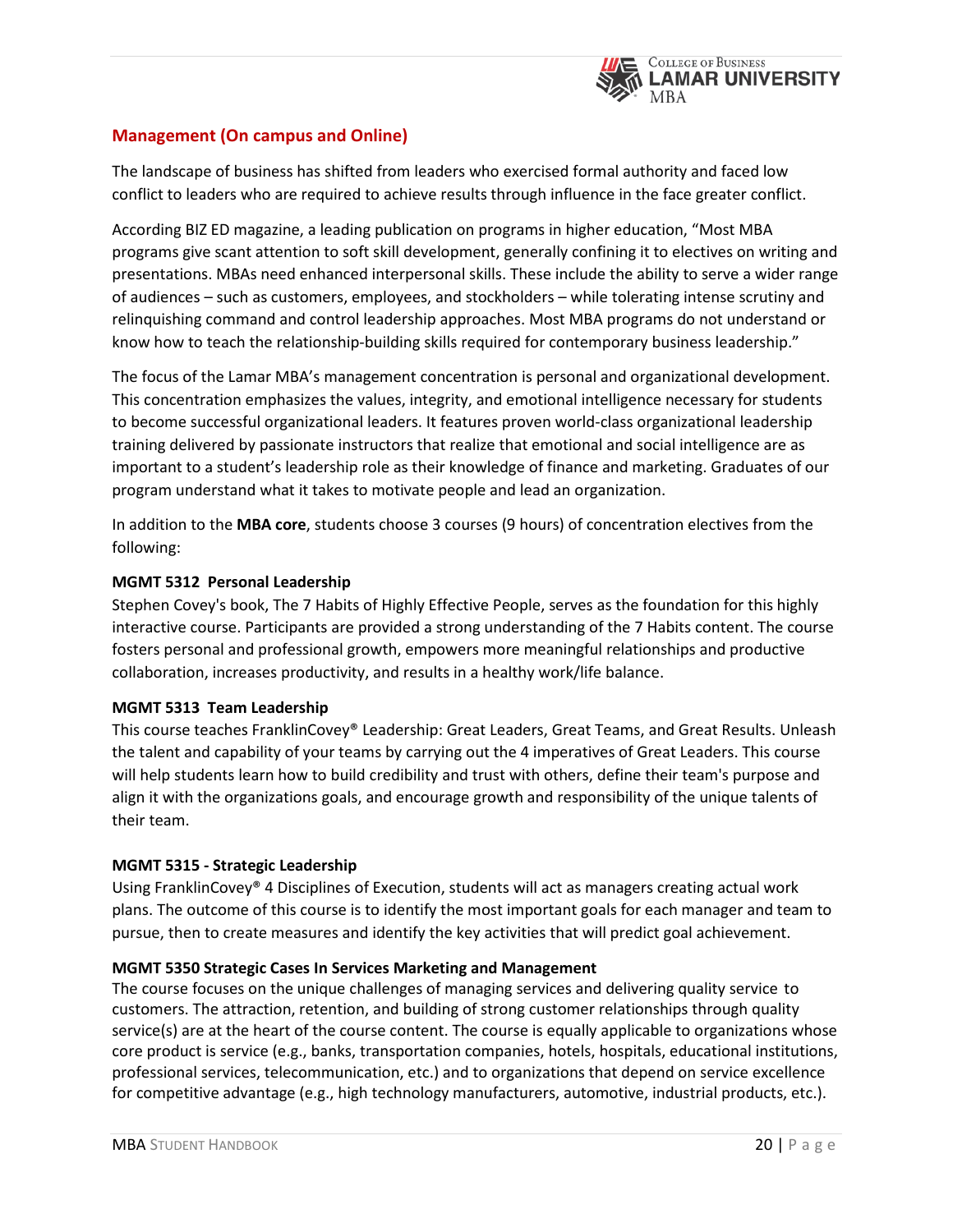## Management (On campus and Online)

The landscape of business has shifted from leaders who exercised formal authority and faced low conflict to leaders who are required to achieve results through influence in the face greater conflict.

According BIZ ED magazine, a leading publication on programs in higher education, "Most MBA programs give scant attention to soft skill development, generally confining it to electives on writing and presentations. MBAs need enhanced interpersonal skills. These include the ability to serve a wider range of audiences – such as customers, employees, and stockholders – while tolerating intense scrutiny and relinquishing command and control leadership approaches. Most MBA programs do not understand or know how to teach the relationship-building skills required for contemporary business leadership."

The focus of the Lamar MBA's management concentration is personal and organizational development. This concentration emphasizes the values, integrity, and emotional intelligence necessary for students to become successful organizational leaders. It features proven world-class organizational leadership training delivered by passionate instructors that realize that emotional and social intelligence are as important to a student's leadership role as their knowledge of finance and marketing. Graduates of our program understand what it takes to motivate people and lead an organization.

In addition to the **MBA core**, students choose 3 courses (9 hours) of concentration electives from the following:

**MGMT 5312 Personal Leadership**
Stephen Covey's book, The 7 Habits of Highly Effective People, serves as the foundation for this highly interactive course. Participants are provided a strong understanding of the 7 Habits content. The course fosters personal and professional growth, empowers more meaningful relationships and productive collaboration, increases productivity, and results in a healthy work/life balance.

**MGMT 5313 Team Leadership**
This course teaches FranklinCovey® Leadership: Great Leaders, Great Teams, and Great Results. Unleash the talent and capability of your teams by carrying out the 4 imperatives of Great Leaders. This course will help students learn how to build credibility and trust with others, define their team's purpose and align it with the organizations goals, and encourage growth and responsibility of the unique talents of their team.

**MGMT 5315 - Strategic Leadership**
Using FranklinCovey® 4 Disciplines of Execution, students will act as managers creating actual work plans. The outcome of this course is to identify the most important goals for each manager and team to pursue, then to create measures and identify the key activities that will predict goal achievement.

**MGMT 5350 Strategic Cases In Services Marketing and Management**
The course focuses on the unique challenges of managing services and delivering quality service to customers. The attraction, retention, and building of strong customer relationships through quality service(s) are at the heart of the course content. The course is equally applicable to organizations whose core product is service (e.g., banks, transportation companies, hotels, hospitals, educational institutions, professional services, telecommunication, etc.) and to organizations that depend on service excellence for competitive advantage (e.g., high technology manufacturers, automotive, industrial products, etc.).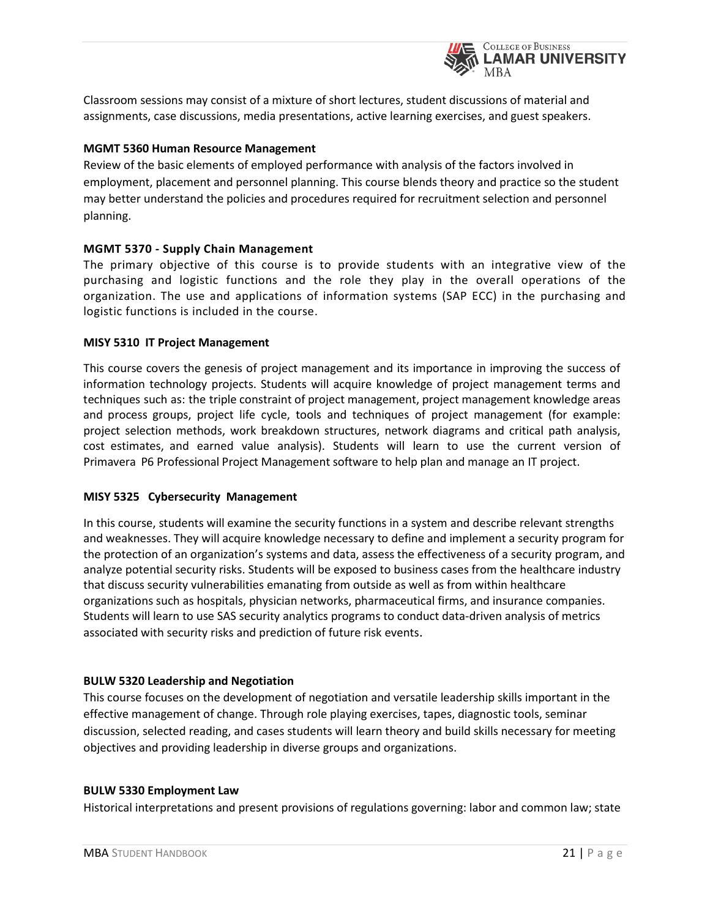Classroom sessions may consist of a mixture of short lectures, student discussions of material and assignments, case discussions, media presentations, active learning exercises, and guest speakers.

**MGMT 5360 Human Resource Management**

Review of the basic elements of employed performance with analysis of the factors involved in employment, placement and personnel planning. This course blends theory and practice so the student may better understand the policies and procedures required for recruitment selection and personnel planning.

**MGMT 5370 - Supply Chain Management**

The primary objective of this course is to provide students with an integrative view of the purchasing and logistic functions and the role they play in the overall operations of the organization. The use and applications of information systems (SAP ECC) in the purchasing and logistic functions is included in the course.

**MISY 5310 IT Project Management**

This course covers the genesis of project management and its importance in improving the success of information technology projects. Students will acquire knowledge of project management terms and techniques such as: the triple constraint of project management, project management knowledge areas and process groups, project life cycle, tools and techniques of project management (for example: project selection methods, work breakdown structures, network diagrams and critical path analysis, cost estimates, and earned value analysis). Students will learn to use the current version of Primavera P6 Professional Project Management software to help plan and manage an IT project.

**MISY 5325 Cybersecurity Management**

In this course, students will examine the security functions in a system and describe relevant strengths and weaknesses. They will acquire knowledge necessary to define and implement a security program for the protection of an organization's systems and data, assess the effectiveness of a security program, and analyze potential security risks. Students will be exposed to business cases from the healthcare industry that discuss security vulnerabilities emanating from outside as well as from within healthcare organizations such as hospitals, physician networks, pharmaceutical firms, and insurance companies. Students will learn to use SAS security analytics programs to conduct data-driven analysis of metrics associated with security risks and prediction of future risk events.

**BULW 5320 Leadership and Negotiation**

This course focuses on the development of negotiation and versatile leadership skills important in the effective management of change. Through role playing exercises, tapes, diagnostic tools, seminar discussion, selected reading, and cases students will learn theory and build skills necessary for meeting objectives and providing leadership in diverse groups and organizations.

**BULW 5330 Employment Law**

Historical interpretations and present provisions of regulations governing: labor and common law; state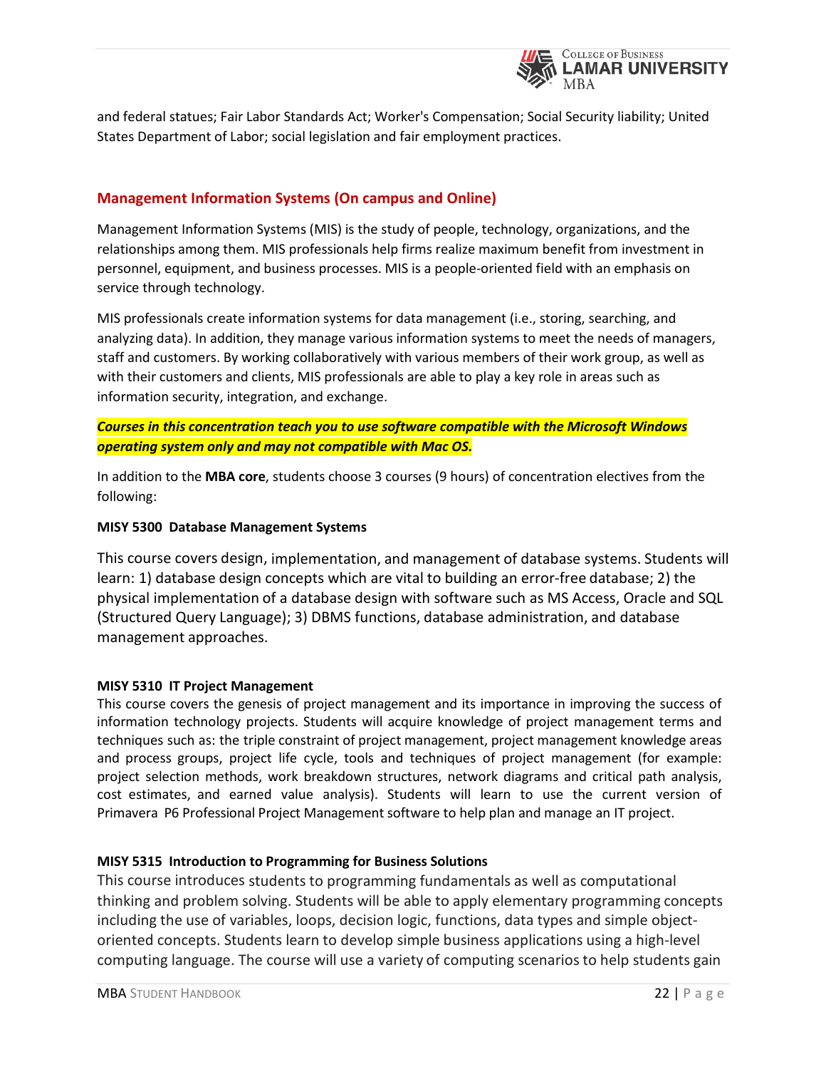and federal statues; Fair Labor Standards Act; Worker's Compensation; Social Security liability; United States Department of Labor; social legislation and fair employment practices.

## Management Information Systems (On campus and Online)

Management Information Systems (MIS) is the study of people, technology, organizations, and the relationships among them. MIS professionals help firms realize maximum benefit from investment in personnel, equipment, and business processes. MIS is a people-oriented field with an emphasis on service through technology.

MIS professionals create information systems for data management (i.e., storing, searching, and analyzing data). In addition, they manage various information systems to meet the needs of managers, staff and customers. By working collaboratively with various members of their work group, as well as with their customers and clients, MIS professionals are able to play a key role in areas such as information security, integration, and exchange.

***Courses in this concentration teach you to use software compatible with the Microsoft Windows operating system only and may not compatible with Mac OS.***

In addition to the **MBA core**, students choose 3 courses (9 hours) of concentration electives from the following:

**MISY 5300 Database Management Systems**

This course covers design, implementation, and management of database systems. Students will learn: 1) database design concepts which are vital to building an error-free database; 2) the physical implementation of a database design with software such as MS Access, Oracle and SQL (Structured Query Language); 3) DBMS functions, database administration, and database management approaches.

**MISY 5310 IT Project Management**

This course covers the genesis of project management and its importance in improving the success of information technology projects. Students will acquire knowledge of project management terms and techniques such as: the triple constraint of project management, project management knowledge areas and process groups, project life cycle, tools and techniques of project management (for example: project selection methods, work breakdown structures, network diagrams and critical path analysis, cost estimates, and earned value analysis). Students will learn to use the current version of Primavera P6 Professional Project Management software to help plan and manage an IT project.

**MISY 5315 Introduction to Programming for Business Solutions**

This course introduces students to programming fundamentals as well as computational thinking and problem solving. Students will be able to apply elementary programming concepts including the use of variables, loops, decision logic, functions, data types and simple object-oriented concepts. Students learn to develop simple business applications using a high-level computing language. The course will use a variety of computing scenarios to help students gain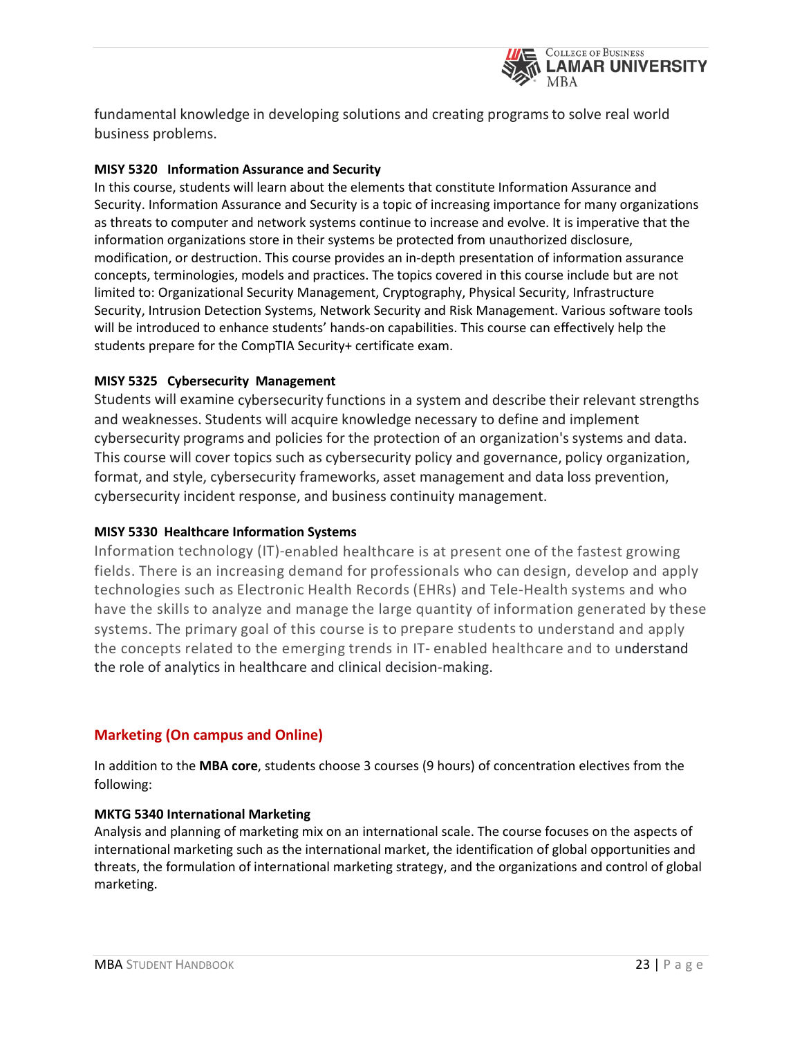fundamental knowledge in developing solutions and creating programs to solve real world business problems.

**MISY 5320 Information Assurance and Security**

In this course, students will learn about the elements that constitute Information Assurance and Security. Information Assurance and Security is a topic of increasing importance for many organizations as threats to computer and network systems continue to increase and evolve. It is imperative that the information organizations store in their systems be protected from unauthorized disclosure, modification, or destruction. This course provides an in-depth presentation of information assurance concepts, terminologies, models and practices. The topics covered in this course include but are not limited to: Organizational Security Management, Cryptography, Physical Security, Infrastructure Security, Intrusion Detection Systems, Network Security and Risk Management. Various software tools will be introduced to enhance students' hands-on capabilities. This course can effectively help the students prepare for the CompTIA Security+ certificate exam.

**MISY 5325 Cybersecurity Management**

Students will examine cybersecurity functions in a system and describe their relevant strengths and weaknesses. Students will acquire knowledge necessary to define and implement cybersecurity programs and policies for the protection of an organization's systems and data. This course will cover topics such as cybersecurity policy and governance, policy organization, format, and style, cybersecurity frameworks, asset management and data loss prevention, cybersecurity incident response, and business continuity management.

**MISY 5330 Healthcare Information Systems**

Information technology (IT)-enabled healthcare is at present one of the fastest growing fields. There is an increasing demand for professionals who can design, develop and apply technologies such as Electronic Health Records (EHRs) and Tele-Health systems and who have the skills to analyze and manage the large quantity of information generated by these systems. The primary goal of this course is to prepare students to understand and apply the concepts related to the emerging trends in IT- enabled healthcare and to understand the role of analytics in healthcare and clinical decision-making.

## Marketing (On campus and Online)

In addition to the **MBA core**, students choose 3 courses (9 hours) of concentration electives from the following:

**MKTG 5340 International Marketing**

Analysis and planning of marketing mix on an international scale. The course focuses on the aspects of international marketing such as the international market, the identification of global opportunities and threats, the formulation of international marketing strategy, and the organizations and control of global marketing.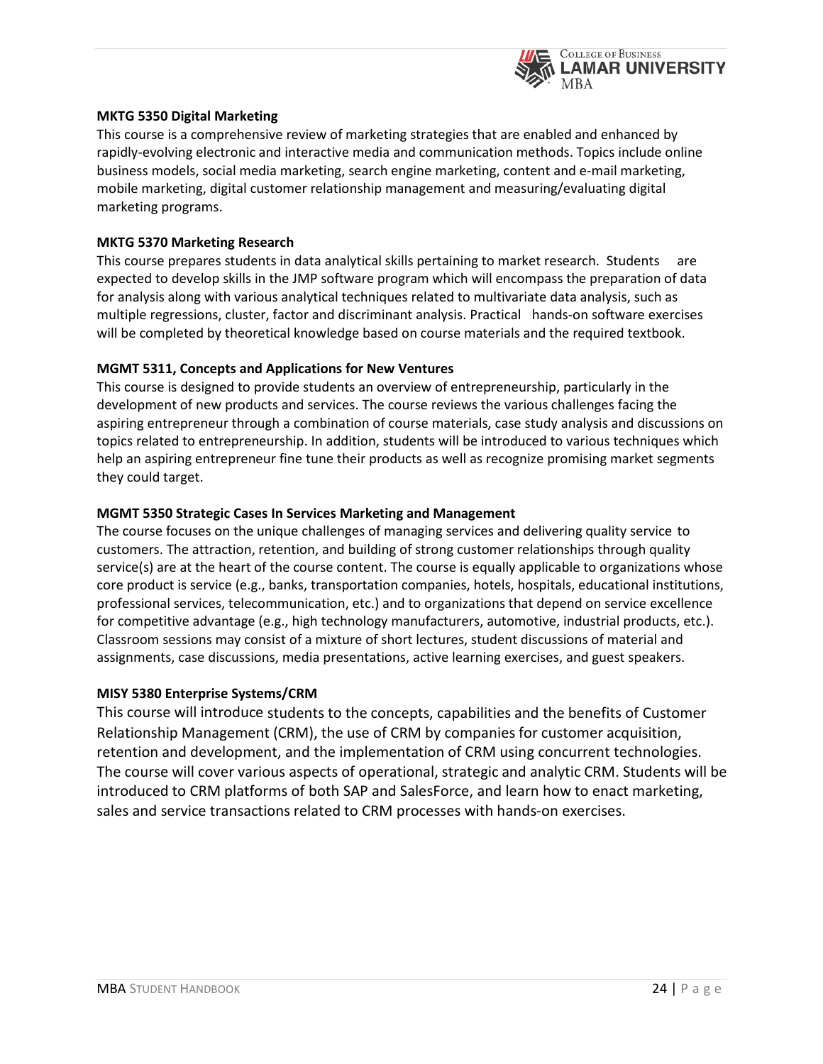### MKTG 5350 Digital Marketing

This course is a comprehensive review of marketing strategies that are enabled and enhanced by rapidly-evolving electronic and interactive media and communication methods. Topics include online business models, social media marketing, search engine marketing, content and e-mail marketing, mobile marketing, digital customer relationship management and measuring/evaluating digital marketing programs.

### MKTG 5370 Marketing Research

This course prepares students in data analytical skills pertaining to market research. Students are expected to develop skills in the JMP software program which will encompass the preparation of data for analysis along with various analytical techniques related to multivariate data analysis, such as multiple regressions, cluster, factor and discriminant analysis. Practical hands-on software exercises will be completed by theoretical knowledge based on course materials and the required textbook.

### MGMT 5311, Concepts and Applications for New Ventures

This course is designed to provide students an overview of entrepreneurship, particularly in the development of new products and services. The course reviews the various challenges facing the aspiring entrepreneur through a combination of course materials, case study analysis and discussions on topics related to entrepreneurship. In addition, students will be introduced to various techniques which help an aspiring entrepreneur fine tune their products as well as recognize promising market segments they could target.

### MGMT 5350 Strategic Cases In Services Marketing and Management

The course focuses on the unique challenges of managing services and delivering quality service to customers. The attraction, retention, and building of strong customer relationships through quality service(s) are at the heart of the course content. The course is equally applicable to organizations whose core product is service (e.g., banks, transportation companies, hotels, hospitals, educational institutions, professional services, telecommunication, etc.) and to organizations that depend on service excellence for competitive advantage (e.g., high technology manufacturers, automotive, industrial products, etc.). Classroom sessions may consist of a mixture of short lectures, student discussions of material and assignments, case discussions, media presentations, active learning exercises, and guest speakers.

### MISY 5380 Enterprise Systems/CRM

This course will introduce students to the concepts, capabilities and the benefits of Customer Relationship Management (CRM), the use of CRM by companies for customer acquisition, retention and development, and the implementation of CRM using concurrent technologies. The course will cover various aspects of operational, strategic and analytic CRM. Students will be introduced to CRM platforms of both SAP and SalesForce, and learn how to enact marketing, sales and service transactions related to CRM processes with hands-on exercises.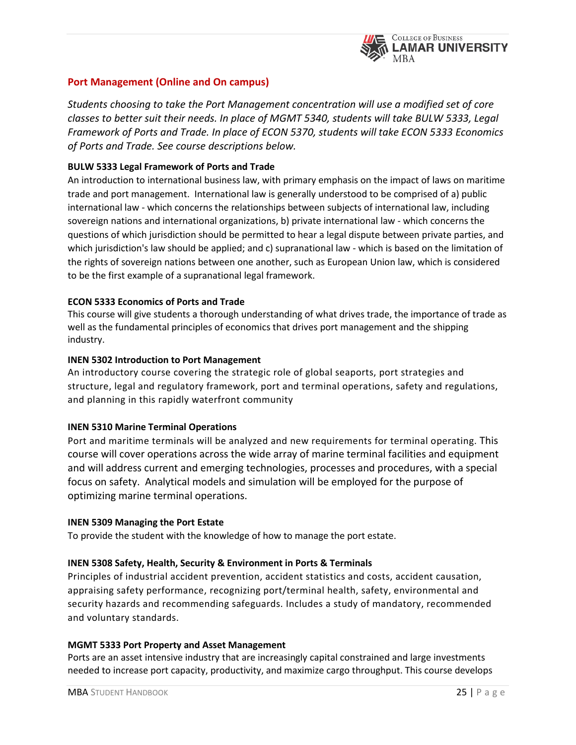## Port Management (Online and On campus)

*Students choosing to take the Port Management concentration will use a modified set of core classes to better suit their needs. In place of MGMT 5340, students will take BULW 5333, Legal Framework of Ports and Trade. In place of ECON 5370, students will take ECON 5333 Economics of Ports and Trade. See course descriptions below.*

**BULW 5333 Legal Framework of Ports and Trade**

An introduction to international business law, with primary emphasis on the impact of laws on maritime trade and port management. International law is generally understood to be comprised of a) public international law - which concerns the relationships between subjects of international law, including sovereign nations and international organizations, b) private international law - which concerns the questions of which jurisdiction should be permitted to hear a legal dispute between private parties, and which jurisdiction's law should be applied; and c) supranational law - which is based on the limitation of the rights of sovereign nations between one another, such as European Union law, which is considered to be the first example of a supranational legal framework.

**ECON 5333 Economics of Ports and Trade**

This course will give students a thorough understanding of what drives trade, the importance of trade as well as the fundamental principles of economics that drives port management and the shipping industry.

**INEN 5302 Introduction to Port Management**

An introductory course covering the strategic role of global seaports, port strategies and structure, legal and regulatory framework, port and terminal operations, safety and regulations, and planning in this rapidly waterfront community

**INEN 5310 Marine Terminal Operations**

Port and maritime terminals will be analyzed and new requirements for terminal operating. This course will cover operations across the wide array of marine terminal facilities and equipment and will address current and emerging technologies, processes and procedures, with a special focus on safety. Analytical models and simulation will be employed for the purpose of optimizing marine terminal operations.

**INEN 5309 Managing the Port Estate**

To provide the student with the knowledge of how to manage the port estate.

**INEN 5308 Safety, Health, Security & Environment in Ports & Terminals**

Principles of industrial accident prevention, accident statistics and costs, accident causation, appraising safety performance, recognizing port/terminal health, safety, environmental and security hazards and recommending safeguards. Includes a study of mandatory, recommended and voluntary standards.

**MGMT 5333 Port Property and Asset Management**

Ports are an asset intensive industry that are increasingly capital constrained and large investments needed to increase port capacity, productivity, and maximize cargo throughput. This course develops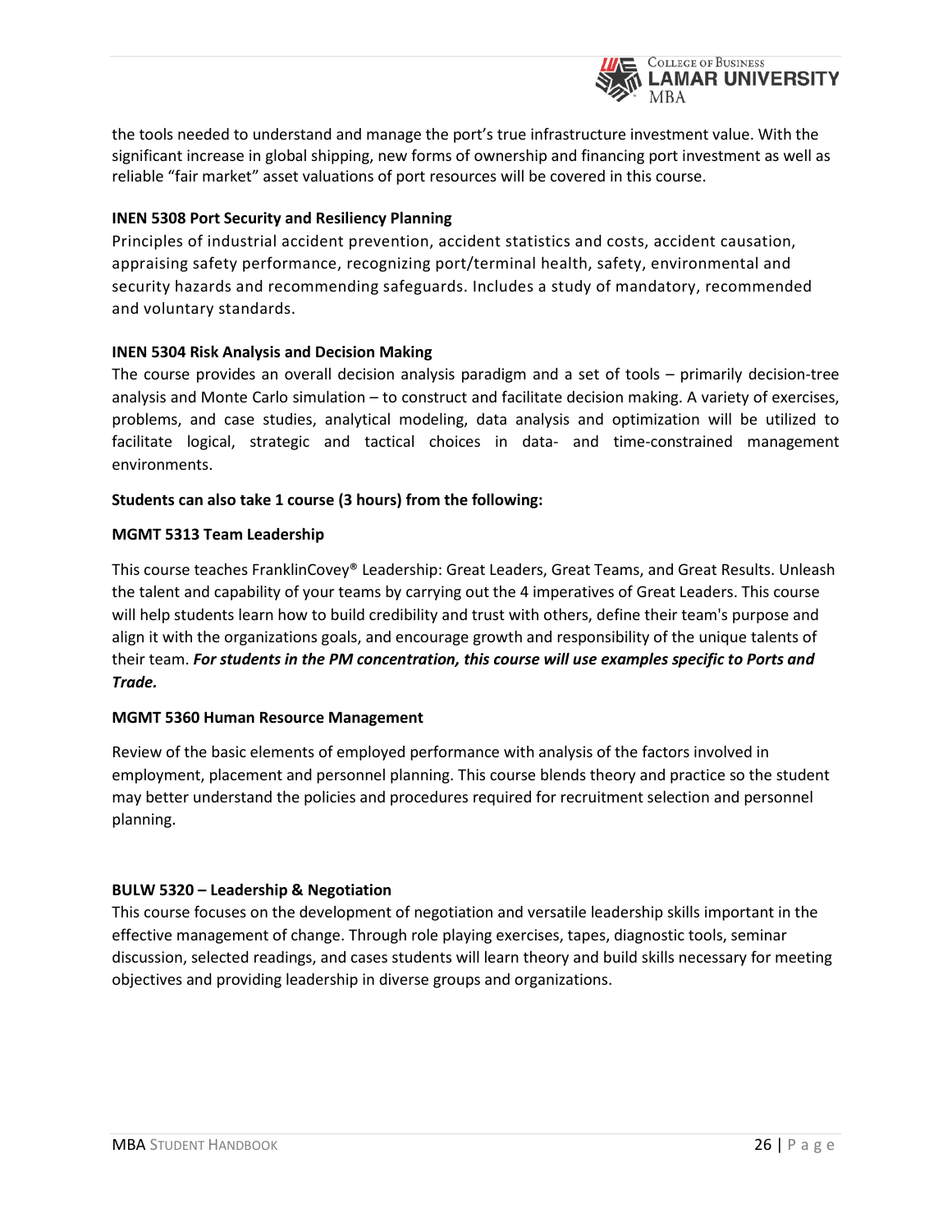the tools needed to understand and manage the port's true infrastructure investment value. With the significant increase in global shipping, new forms of ownership and financing port investment as well as reliable "fair market" asset valuations of port resources will be covered in this course.

**INEN 5308 Port Security and Resiliency Planning**

Principles of industrial accident prevention, accident statistics and costs, accident causation, appraising safety performance, recognizing port/terminal health, safety, environmental and security hazards and recommending safeguards. Includes a study of mandatory, recommended and voluntary standards.

**INEN 5304 Risk Analysis and Decision Making**

The course provides an overall decision analysis paradigm and a set of tools – primarily decision-tree analysis and Monte Carlo simulation – to construct and facilitate decision making. A variety of exercises, problems, and case studies, analytical modeling, data analysis and optimization will be utilized to facilitate logical, strategic and tactical choices in data- and time-constrained management environments.

**Students can also take 1 course (3 hours) from the following:**

**MGMT 5313 Team Leadership**

This course teaches FranklinCovey® Leadership: Great Leaders, Great Teams, and Great Results. Unleash the talent and capability of your teams by carrying out the 4 imperatives of Great Leaders. This course will help students learn how to build credibility and trust with others, define their team's purpose and align it with the organizations goals, and encourage growth and responsibility of the unique talents of their team. ***For students in the PM concentration, this course will use examples specific to Ports and Trade.***

**MGMT 5360 Human Resource Management**

Review of the basic elements of employed performance with analysis of the factors involved in employment, placement and personnel planning. This course blends theory and practice so the student may better understand the policies and procedures required for recruitment selection and personnel planning.

**BULW 5320 – Leadership & Negotiation**

This course focuses on the development of negotiation and versatile leadership skills important in the effective management of change. Through role playing exercises, tapes, diagnostic tools, seminar discussion, selected readings, and cases students will learn theory and build skills necessary for meeting objectives and providing leadership in diverse groups and organizations.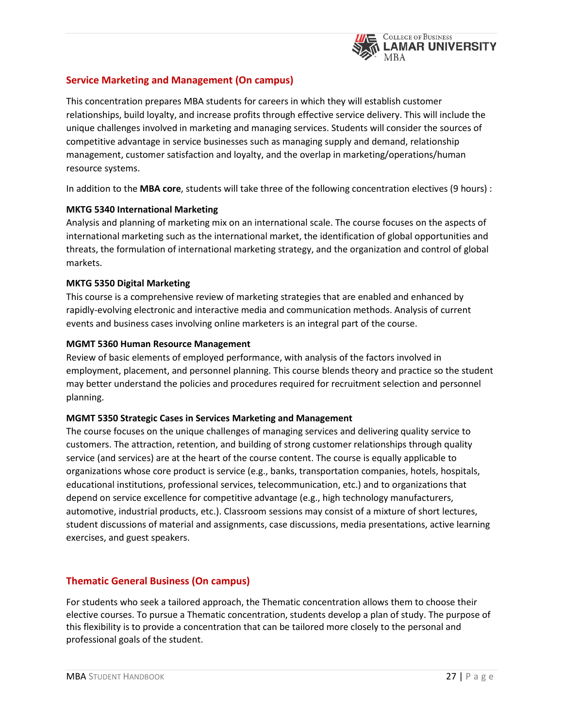## Service Marketing and Management (On campus)

This concentration prepares MBA students for careers in which they will establish customer relationships, build loyalty, and increase profits through effective service delivery. This will include the unique challenges involved in marketing and managing services. Students will consider the sources of competitive advantage in service businesses such as managing supply and demand, relationship management, customer satisfaction and loyalty, and the overlap in marketing/operations/human resource systems.

In addition to the **MBA core**, students will take three of the following concentration electives (9 hours) :

**MKTG 5340 International Marketing**
Analysis and planning of marketing mix on an international scale. The course focuses on the aspects of international marketing such as the international market, the identification of global opportunities and threats, the formulation of international marketing strategy, and the organization and control of global markets.

**MKTG 5350 Digital Marketing**
This course is a comprehensive review of marketing strategies that are enabled and enhanced by rapidly-evolving electronic and interactive media and communication methods. Analysis of current events and business cases involving online marketers is an integral part of the course.

**MGMT 5360 Human Resource Management**
Review of basic elements of employed performance, with analysis of the factors involved in employment, placement, and personnel planning. This course blends theory and practice so the student may better understand the policies and procedures required for recruitment selection and personnel planning.

**MGMT 5350 Strategic Cases in Services Marketing and Management**
The course focuses on the unique challenges of managing services and delivering quality service to customers. The attraction, retention, and building of strong customer relationships through quality service (and services) are at the heart of the course content. The course is equally applicable to organizations whose core product is service (e.g., banks, transportation companies, hotels, hospitals, educational institutions, professional services, telecommunication, etc.) and to organizations that depend on service excellence for competitive advantage (e.g., high technology manufacturers, automotive, industrial products, etc.). Classroom sessions may consist of a mixture of short lectures, student discussions of material and assignments, case discussions, media presentations, active learning exercises, and guest speakers.

## Thematic General Business (On campus)

For students who seek a tailored approach, the Thematic concentration allows them to choose their elective courses. To pursue a Thematic concentration, students develop a plan of study. The purpose of this flexibility is to provide a concentration that can be tailored more closely to the personal and professional goals of the student.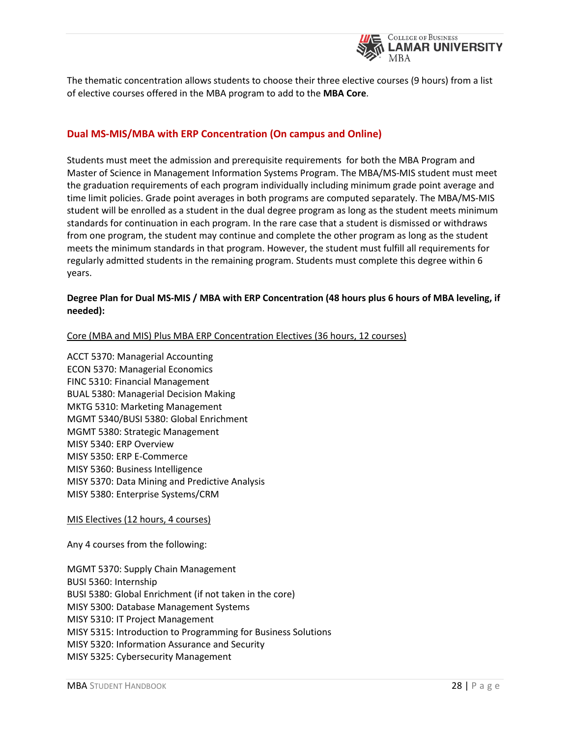The thematic concentration allows students to choose their three elective courses (9 hours) from a list of elective courses offered in the MBA program to add to the **MBA Core**.

## Dual MS-MIS/MBA with ERP Concentration (On campus and Online)

Students must meet the admission and prerequisite requirements for both the MBA Program and Master of Science in Management Information Systems Program. The MBA/MS-MIS student must meet the graduation requirements of each program individually including minimum grade point average and time limit policies. Grade point averages in both programs are computed separately. The MBA/MS-MIS student will be enrolled as a student in the dual degree program as long as the student meets minimum standards for continuation in each program. In the rare case that a student is dismissed or withdraws from one program, the student may continue and complete the other program as long as the student meets the minimum standards in that program. However, the student must fulfill all requirements for regularly admitted students in the remaining program. Students must complete this degree within 6 years.

**Degree Plan for Dual MS-MIS / MBA with ERP Concentration (48 hours plus 6 hours of MBA leveling, if needed):**

<u>Core (MBA and MIS) Plus MBA ERP Concentration Electives (36 hours, 12 courses)</u>

ACCT 5370: Managerial Accounting
ECON 5370: Managerial Economics
FINC 5310: Financial Management
BUAL 5380: Managerial Decision Making
MKTG 5310: Marketing Management
MGMT 5340/BUSI 5380: Global Enrichment
MGMT 5380: Strategic Management
MISY 5340: ERP Overview
MISY 5350: ERP E-Commerce
MISY 5360: Business Intelligence
MISY 5370: Data Mining and Predictive Analysis
MISY 5380: Enterprise Systems/CRM

<u>MIS Electives (12 hours, 4 courses)</u>

Any 4 courses from the following:

MGMT 5370: Supply Chain Management
BUSI 5360: Internship
BUSI 5380: Global Enrichment (if not taken in the core)
MISY 5300: Database Management Systems
MISY 5310: IT Project Management
MISY 5315: Introduction to Programming for Business Solutions
MISY 5320: Information Assurance and Security
MISY 5325: Cybersecurity Management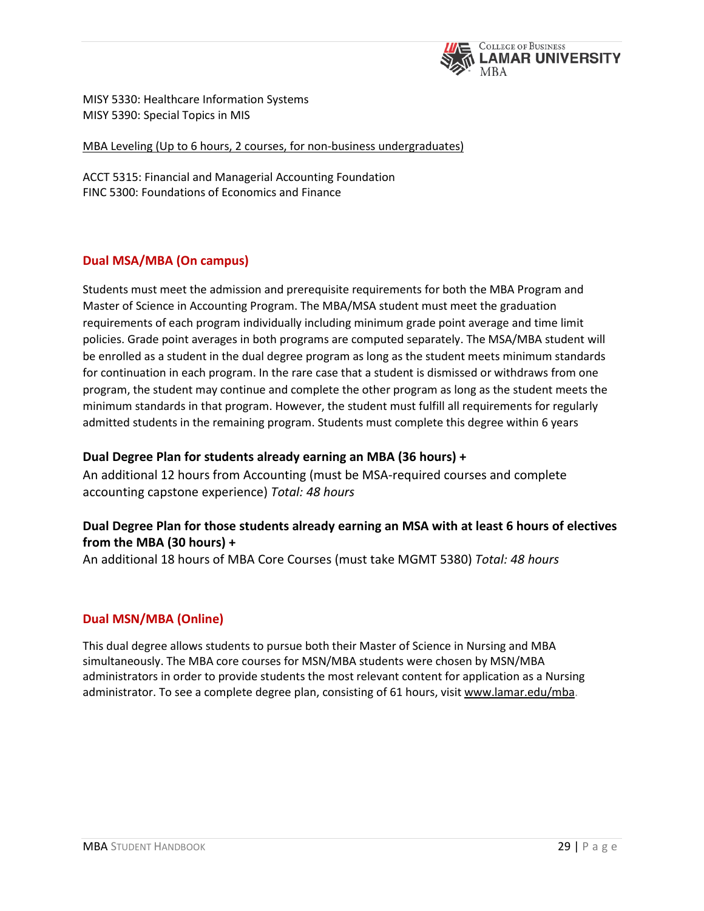MISY 5330: Healthcare Information Systems
MISY 5390: Special Topics in MIS

MBA Leveling (Up to 6 hours, 2 courses, for non-business undergraduates)

ACCT 5315: Financial and Managerial Accounting Foundation
FINC 5300: Foundations of Economics and Finance

## Dual MSA/MBA (On campus)

Students must meet the admission and prerequisite requirements for both the MBA Program and Master of Science in Accounting Program. The MBA/MSA student must meet the graduation requirements of each program individually including minimum grade point average and time limit policies. Grade point averages in both programs are computed separately. The MSA/MBA student will be enrolled as a student in the dual degree program as long as the student meets minimum standards for continuation in each program. In the rare case that a student is dismissed or withdraws from one program, the student may continue and complete the other program as long as the student meets the minimum standards in that program. However, the student must fulfill all requirements for regularly admitted students in the remaining program. Students must complete this degree within 6 years

### Dual Degree Plan for students already earning an MBA (36 hours) +

An additional 12 hours from Accounting (must be MSA-required courses and complete accounting capstone experience) *Total: 48 hours*

### Dual Degree Plan for those students already earning an MSA with at least 6 hours of electives from the MBA (30 hours) +

An additional 18 hours of MBA Core Courses (must take MGMT 5380) *Total: 48 hours*

## Dual MSN/MBA (Online)

This dual degree allows students to pursue both their Master of Science in Nursing and MBA simultaneously. The MBA core courses for MSN/MBA students were chosen by MSN/MBA administrators in order to provide students the most relevant content for application as a Nursing administrator. To see a complete degree plan, consisting of 61 hours, visit www.lamar.edu/mba.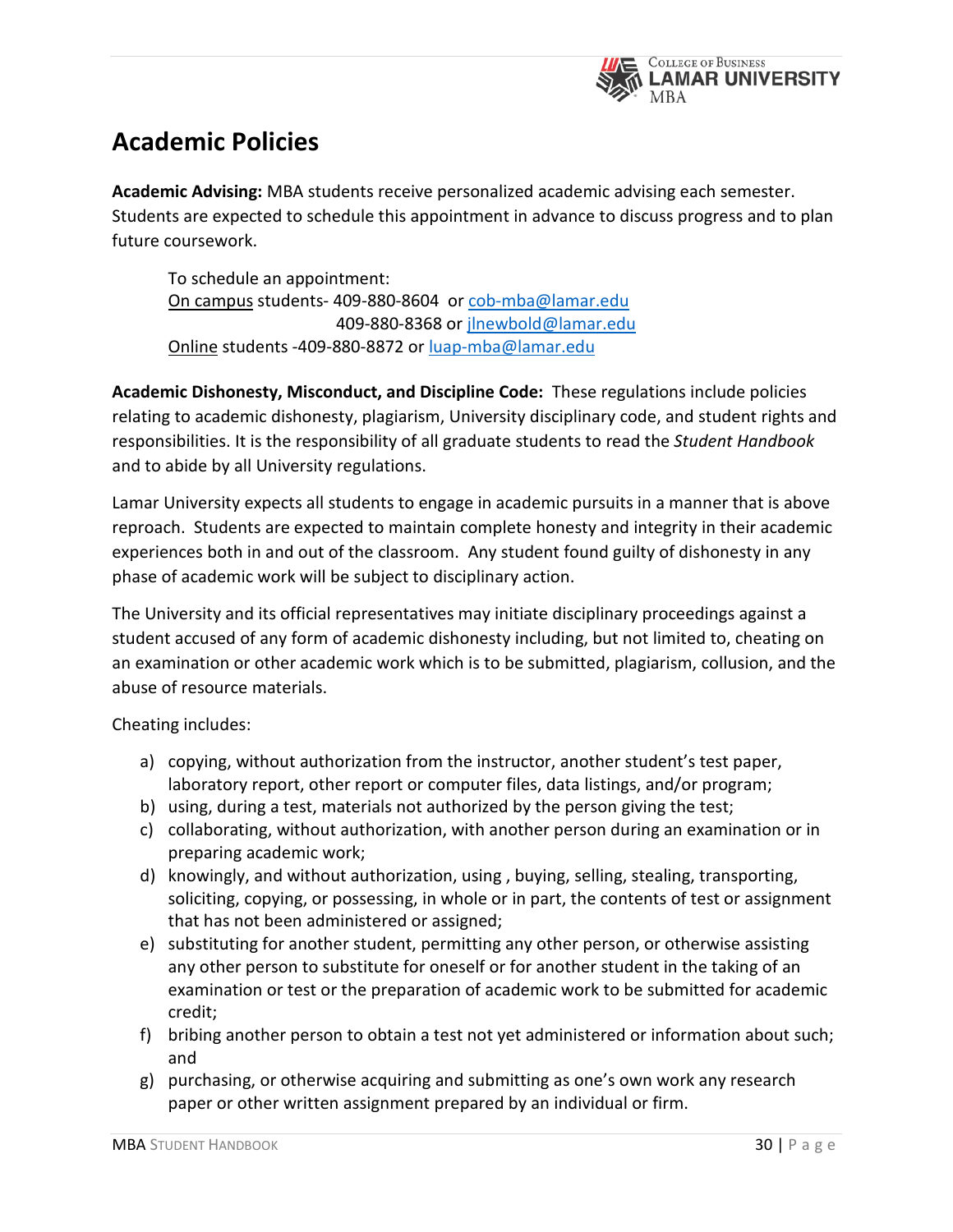# Academic Policies

**Academic Advising:** MBA students receive personalized academic advising each semester. Students are expected to schedule this appointment in advance to discuss progress and to plan future coursework.

> To schedule an appointment:
> On campus students- 409-880-8604 or cob-mba@lamar.edu
> 409-880-8368 or jlnewbold@lamar.edu
> Online students -409-880-8872 or luap-mba@lamar.edu

**Academic Dishonesty, Misconduct, and Discipline Code:** These regulations include policies relating to academic dishonesty, plagiarism, University disciplinary code, and student rights and responsibilities. It is the responsibility of all graduate students to read the *Student Handbook* and to abide by all University regulations.

Lamar University expects all students to engage in academic pursuits in a manner that is above reproach. Students are expected to maintain complete honesty and integrity in their academic experiences both in and out of the classroom. Any student found guilty of dishonesty in any phase of academic work will be subject to disciplinary action.

The University and its official representatives may initiate disciplinary proceedings against a student accused of any form of academic dishonesty including, but not limited to, cheating on an examination or other academic work which is to be submitted, plagiarism, collusion, and the abuse of resource materials.

Cheating includes:

a) copying, without authorization from the instructor, another student's test paper, laboratory report, other report or computer files, data listings, and/or program;
b) using, during a test, materials not authorized by the person giving the test;
c) collaborating, without authorization, with another person during an examination or in preparing academic work;
d) knowingly, and without authorization, using , buying, selling, stealing, transporting, soliciting, copying, or possessing, in whole or in part, the contents of test or assignment that has not been administered or assigned;
e) substituting for another student, permitting any other person, or otherwise assisting any other person to substitute for oneself or for another student in the taking of an examination or test or the preparation of academic work to be submitted for academic credit;
f) bribing another person to obtain a test not yet administered or information about such; and
g) purchasing, or otherwise acquiring and submitting as one's own work any research paper or other written assignment prepared by an individual or firm.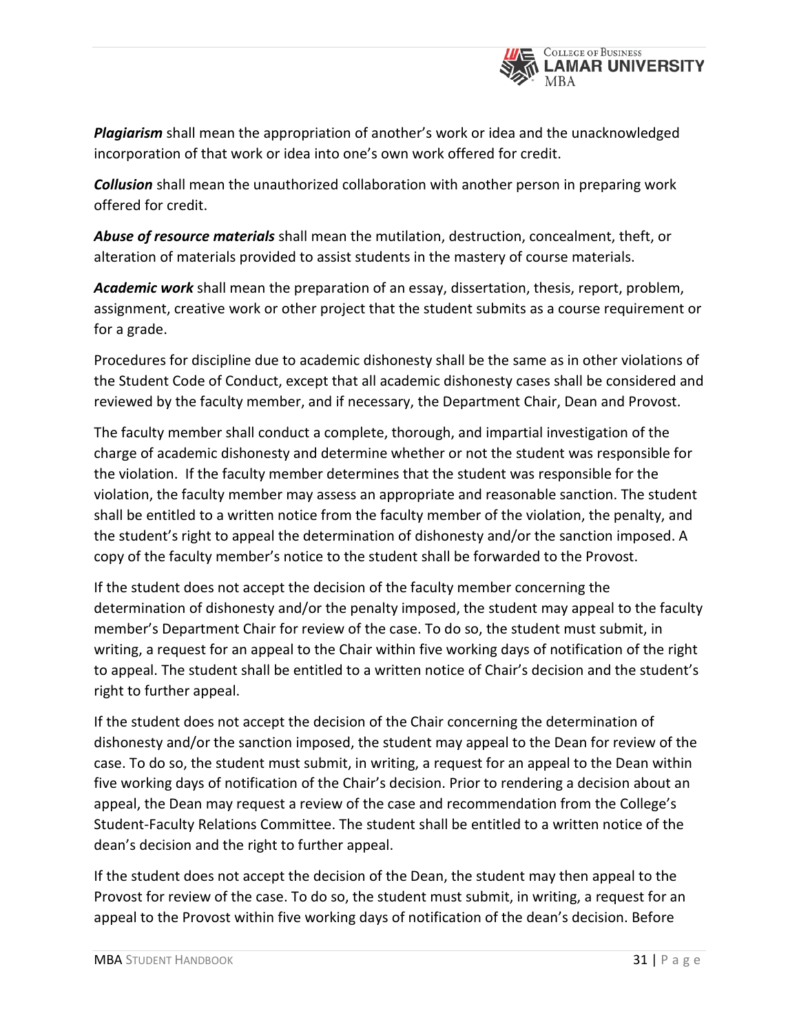***Plagiarism*** shall mean the appropriation of another's work or idea and the unacknowledged incorporation of that work or idea into one's own work offered for credit.

***Collusion*** shall mean the unauthorized collaboration with another person in preparing work offered for credit.

***Abuse of resource materials*** shall mean the mutilation, destruction, concealment, theft, or alteration of materials provided to assist students in the mastery of course materials.

***Academic work*** shall mean the preparation of an essay, dissertation, thesis, report, problem, assignment, creative work or other project that the student submits as a course requirement or for a grade.

Procedures for discipline due to academic dishonesty shall be the same as in other violations of the Student Code of Conduct, except that all academic dishonesty cases shall be considered and reviewed by the faculty member, and if necessary, the Department Chair, Dean and Provost.

The faculty member shall conduct a complete, thorough, and impartial investigation of the charge of academic dishonesty and determine whether or not the student was responsible for the violation. If the faculty member determines that the student was responsible for the violation, the faculty member may assess an appropriate and reasonable sanction. The student shall be entitled to a written notice from the faculty member of the violation, the penalty, and the student's right to appeal the determination of dishonesty and/or the sanction imposed. A copy of the faculty member's notice to the student shall be forwarded to the Provost.

If the student does not accept the decision of the faculty member concerning the determination of dishonesty and/or the penalty imposed, the student may appeal to the faculty member's Department Chair for review of the case. To do so, the student must submit, in writing, a request for an appeal to the Chair within five working days of notification of the right to appeal. The student shall be entitled to a written notice of Chair's decision and the student's right to further appeal.

If the student does not accept the decision of the Chair concerning the determination of dishonesty and/or the sanction imposed, the student may appeal to the Dean for review of the case. To do so, the student must submit, in writing, a request for an appeal to the Dean within five working days of notification of the Chair's decision. Prior to rendering a decision about an appeal, the Dean may request a review of the case and recommendation from the College's Student-Faculty Relations Committee. The student shall be entitled to a written notice of the dean's decision and the right to further appeal.

If the student does not accept the decision of the Dean, the student may then appeal to the Provost for review of the case. To do so, the student must submit, in writing, a request for an appeal to the Provost within five working days of notification of the dean's decision. Before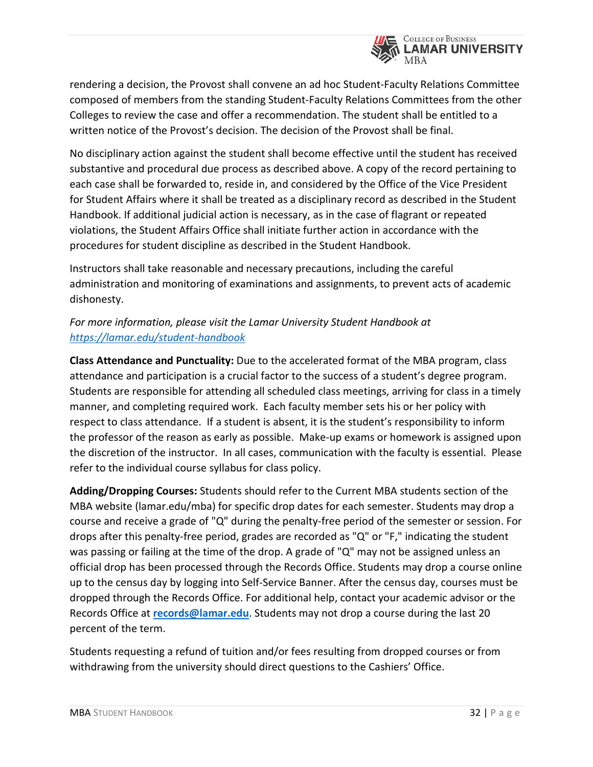rendering a decision, the Provost shall convene an ad hoc Student-Faculty Relations Committee composed of members from the standing Student-Faculty Relations Committees from the other Colleges to review the case and offer a recommendation. The student shall be entitled to a written notice of the Provost's decision. The decision of the Provost shall be final.

No disciplinary action against the student shall become effective until the student has received substantive and procedural due process as described above. A copy of the record pertaining to each case shall be forwarded to, reside in, and considered by the Office of the Vice President for Student Affairs where it shall be treated as a disciplinary record as described in the Student Handbook. If additional judicial action is necessary, as in the case of flagrant or repeated violations, the Student Affairs Office shall initiate further action in accordance with the procedures for student discipline as described in the Student Handbook.

Instructors shall take reasonable and necessary precautions, including the careful administration and monitoring of examinations and assignments, to prevent acts of academic dishonesty.

*For more information, please visit the Lamar University Student Handbook at [https://lamar.edu/student-handbook](https://lamar.edu/student-handbook)*

**Class Attendance and Punctuality:** Due to the accelerated format of the MBA program, class attendance and participation is a crucial factor to the success of a student's degree program. Students are responsible for attending all scheduled class meetings, arriving for class in a timely manner, and completing required work. Each faculty member sets his or her policy with respect to class attendance. If a student is absent, it is the student's responsibility to inform the professor of the reason as early as possible. Make-up exams or homework is assigned upon the discretion of the instructor. In all cases, communication with the faculty is essential. Please refer to the individual course syllabus for class policy.

**Adding/Dropping Courses:** Students should refer to the Current MBA students section of the MBA website (lamar.edu/mba) for specific drop dates for each semester. Students may drop a course and receive a grade of "Q" during the penalty-free period of the semester or session. For drops after this penalty-free period, grades are recorded as "Q" or "F," indicating the student was passing or failing at the time of the drop. A grade of "Q" may not be assigned unless an official drop has been processed through the Records Office. Students may drop a course online up to the census day by logging into Self-Service Banner. After the census day, courses must be dropped through the Records Office. For additional help, contact your academic advisor or the Records Office at **[records@lamar.edu](mailto:records@lamar.edu)**. Students may not drop a course during the last 20 percent of the term.

Students requesting a refund of tuition and/or fees resulting from dropped courses or from withdrawing from the university should direct questions to the Cashiers' Office.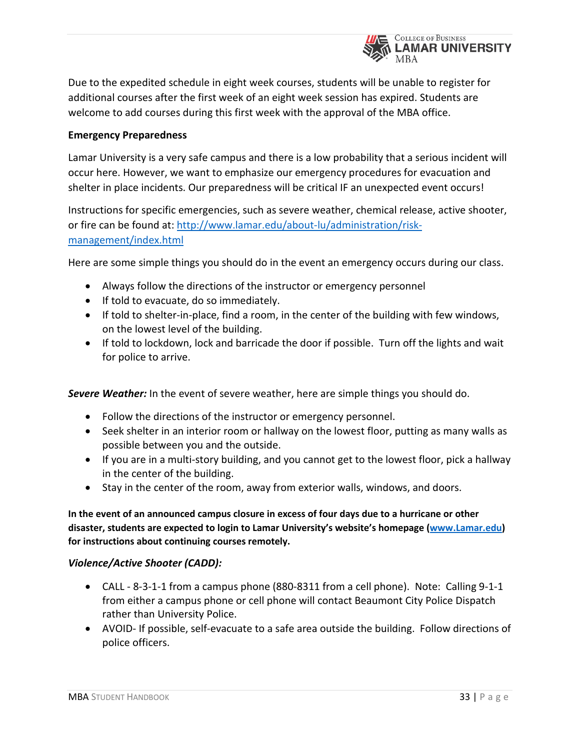Due to the expedited schedule in eight week courses, students will be unable to register for additional courses after the first week of an eight week session has expired. Students are welcome to add courses during this first week with the approval of the MBA office.

**Emergency Preparedness**

Lamar University is a very safe campus and there is a low probability that a serious incident will occur here. However, we want to emphasize our emergency procedures for evacuation and shelter in place incidents. Our preparedness will be critical IF an unexpected event occurs!

Instructions for specific emergencies, such as severe weather, chemical release, active shooter, or fire can be found at: [http://www.lamar.edu/about-lu/administration/risk-management/index.html](http://www.lamar.edu/about-lu/administration/risk-management/index.html)

Here are some simple things you should do in the event an emergency occurs during our class.

- Always follow the directions of the instructor or emergency personnel
- If told to evacuate, do so immediately.
- If told to shelter-in-place, find a room, in the center of the building with few windows, on the lowest level of the building.
- If told to lockdown, lock and barricade the door if possible. Turn off the lights and wait for police to arrive.

***Severe Weather:*** In the event of severe weather, here are simple things you should do.

- Follow the directions of the instructor or emergency personnel.
- Seek shelter in an interior room or hallway on the lowest floor, putting as many walls as possible between you and the outside.
- If you are in a multi-story building, and you cannot get to the lowest floor, pick a hallway in the center of the building.
- Stay in the center of the room, away from exterior walls, windows, and doors.

**In the event of an announced campus closure in excess of four days due to a hurricane or other disaster, students are expected to login to Lamar University's website's homepage ([www.Lamar.edu](http://www.Lamar.edu)) for instructions about continuing courses remotely.**

***Violence/Active Shooter (CADD):***

- CALL - 8-3-1-1 from a campus phone (880-8311 from a cell phone). Note: Calling 9-1-1 from either a campus phone or cell phone will contact Beaumont City Police Dispatch rather than University Police.
- AVOID- If possible, self-evacuate to a safe area outside the building. Follow directions of police officers.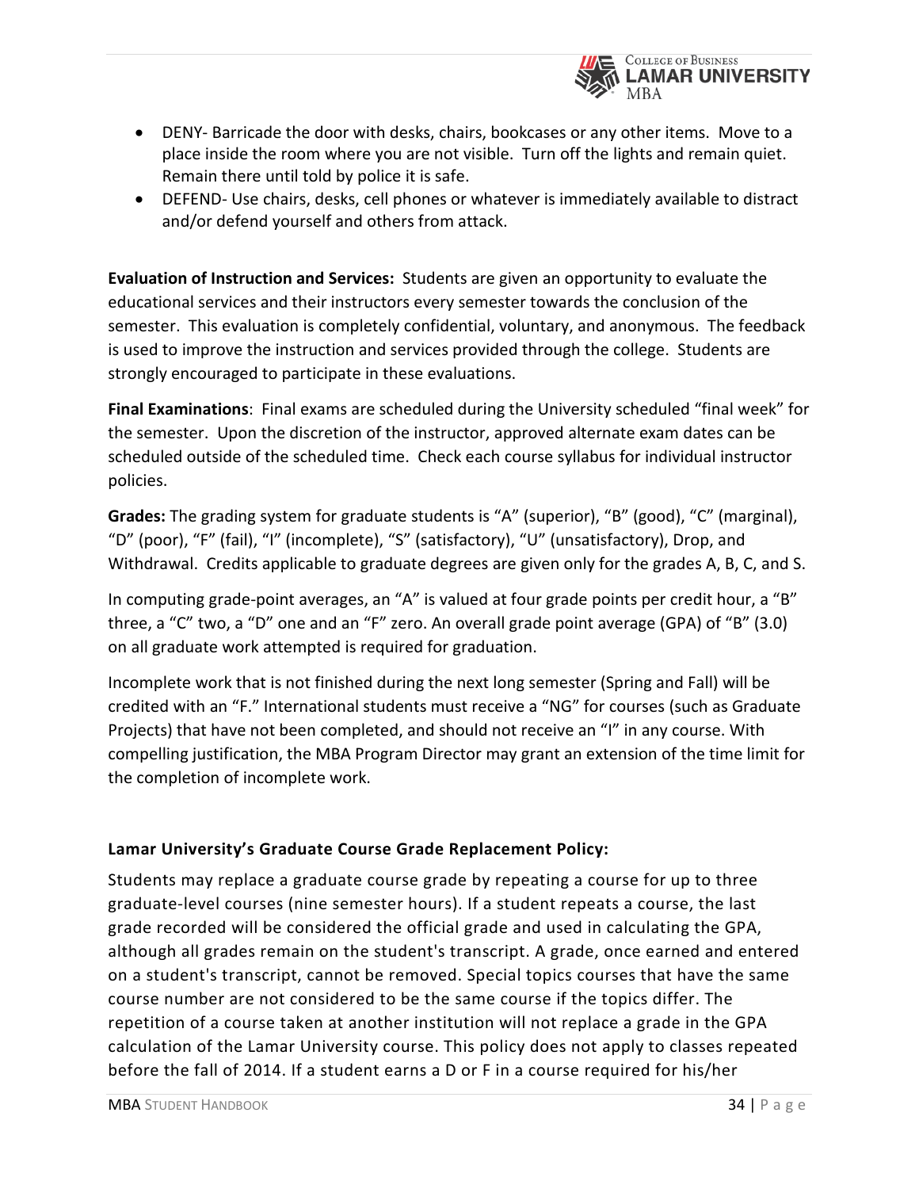- DENY- Barricade the door with desks, chairs, bookcases or any other items. Move to a place inside the room where you are not visible. Turn off the lights and remain quiet. Remain there until told by police it is safe.
- DEFEND- Use chairs, desks, cell phones or whatever is immediately available to distract and/or defend yourself and others from attack.

**Evaluation of Instruction and Services:** Students are given an opportunity to evaluate the educational services and their instructors every semester towards the conclusion of the semester. This evaluation is completely confidential, voluntary, and anonymous. The feedback is used to improve the instruction and services provided through the college. Students are strongly encouraged to participate in these evaluations.

**Final Examinations**: Final exams are scheduled during the University scheduled "final week" for the semester. Upon the discretion of the instructor, approved alternate exam dates can be scheduled outside of the scheduled time. Check each course syllabus for individual instructor policies.

**Grades:** The grading system for graduate students is "A" (superior), "B" (good), "C" (marginal), "D" (poor), "F" (fail), "I" (incomplete), "S" (satisfactory), "U" (unsatisfactory), Drop, and Withdrawal. Credits applicable to graduate degrees are given only for the grades A, B, C, and S.

In computing grade-point averages, an "A" is valued at four grade points per credit hour, a "B" three, a "C" two, a "D" one and an "F" zero. An overall grade point average (GPA) of "B" (3.0) on all graduate work attempted is required for graduation.

Incomplete work that is not finished during the next long semester (Spring and Fall) will be credited with an "F." International students must receive a "NG" for courses (such as Graduate Projects) that have not been completed, and should not receive an "I" in any course. With compelling justification, the MBA Program Director may grant an extension of the time limit for the completion of incomplete work.

### Lamar University's Graduate Course Grade Replacement Policy:

Students may replace a graduate course grade by repeating a course for up to three graduate-level courses (nine semester hours). If a student repeats a course, the last grade recorded will be considered the official grade and used in calculating the GPA, although all grades remain on the student's transcript. A grade, once earned and entered on a student's transcript, cannot be removed. Special topics courses that have the same course number are not considered to be the same course if the topics differ. The repetition of a course taken at another institution will not replace a grade in the GPA calculation of the Lamar University course. This policy does not apply to classes repeated before the fall of 2014. If a student earns a D or F in a course required for his/her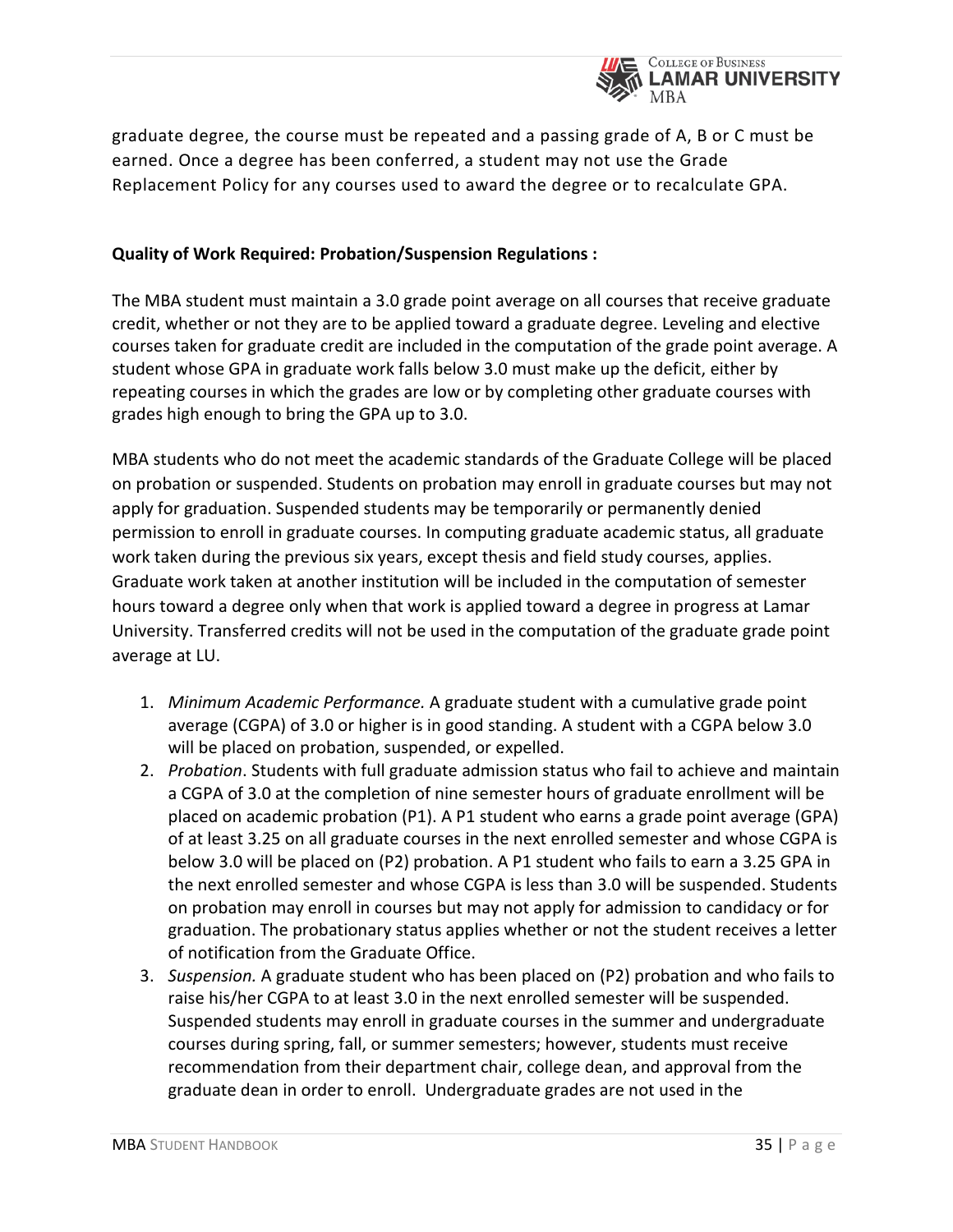graduate degree, the course must be repeated and a passing grade of A, B or C must be earned. Once a degree has been conferred, a student may not use the Grade Replacement Policy for any courses used to award the degree or to recalculate GPA.

**Quality of Work Required: Probation/Suspension Regulations :**

The MBA student must maintain a 3.0 grade point average on all courses that receive graduate credit, whether or not they are to be applied toward a graduate degree. Leveling and elective courses taken for graduate credit are included in the computation of the grade point average. A student whose GPA in graduate work falls below 3.0 must make up the deficit, either by repeating courses in which the grades are low or by completing other graduate courses with grades high enough to bring the GPA up to 3.0.

MBA students who do not meet the academic standards of the Graduate College will be placed on probation or suspended. Students on probation may enroll in graduate courses but may not apply for graduation. Suspended students may be temporarily or permanently denied permission to enroll in graduate courses. In computing graduate academic status, all graduate work taken during the previous six years, except thesis and field study courses, applies. Graduate work taken at another institution will be included in the computation of semester hours toward a degree only when that work is applied toward a degree in progress at Lamar University. Transferred credits will not be used in the computation of the graduate grade point average at LU.

1. *Minimum Academic Performance.* A graduate student with a cumulative grade point average (CGPA) of 3.0 or higher is in good standing. A student with a CGPA below 3.0 will be placed on probation, suspended, or expelled.
2. *Probation*. Students with full graduate admission status who fail to achieve and maintain a CGPA of 3.0 at the completion of nine semester hours of graduate enrollment will be placed on academic probation (P1). A P1 student who earns a grade point average (GPA) of at least 3.25 on all graduate courses in the next enrolled semester and whose CGPA is below 3.0 will be placed on (P2) probation. A P1 student who fails to earn a 3.25 GPA in the next enrolled semester and whose CGPA is less than 3.0 will be suspended. Students on probation may enroll in courses but may not apply for admission to candidacy or for graduation. The probationary status applies whether or not the student receives a letter of notification from the Graduate Office.
3. *Suspension.* A graduate student who has been placed on (P2) probation and who fails to raise his/her CGPA to at least 3.0 in the next enrolled semester will be suspended. Suspended students may enroll in graduate courses in the summer and undergraduate courses during spring, fall, or summer semesters; however, students must receive recommendation from their department chair, college dean, and approval from the graduate dean in order to enroll. Undergraduate grades are not used in the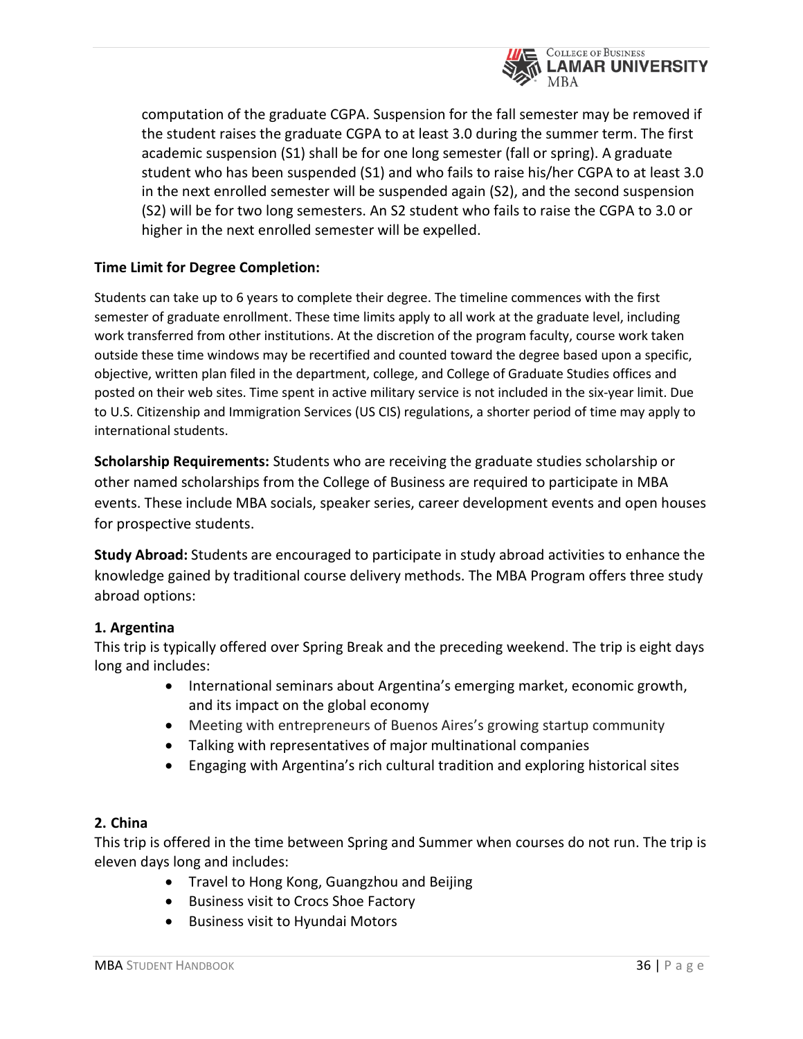computation of the graduate CGPA. Suspension for the fall semester may be removed if the student raises the graduate CGPA to at least 3.0 during the summer term. The first academic suspension (S1) shall be for one long semester (fall or spring). A graduate student who has been suspended (S1) and who fails to raise his/her CGPA to at least 3.0 in the next enrolled semester will be suspended again (S2), and the second suspension (S2) will be for two long semesters. An S2 student who fails to raise the CGPA to 3.0 or higher in the next enrolled semester will be expelled.

**Time Limit for Degree Completion:**

Students can take up to 6 years to complete their degree. The timeline commences with the first semester of graduate enrollment. These time limits apply to all work at the graduate level, including work transferred from other institutions. At the discretion of the program faculty, course work taken outside these time windows may be recertified and counted toward the degree based upon a specific, objective, written plan filed in the department, college, and College of Graduate Studies offices and posted on their web sites. Time spent in active military service is not included in the six-year limit. Due to U.S. Citizenship and Immigration Services (US CIS) regulations, a shorter period of time may apply to international students.

**Scholarship Requirements:** Students who are receiving the graduate studies scholarship or other named scholarships from the College of Business are required to participate in MBA events. These include MBA socials, speaker series, career development events and open houses for prospective students.

**Study Abroad:** Students are encouraged to participate in study abroad activities to enhance the knowledge gained by traditional course delivery methods. The MBA Program offers three study abroad options:

**1. Argentina**

This trip is typically offered over Spring Break and the preceding weekend. The trip is eight days long and includes:

- International seminars about Argentina's emerging market, economic growth, and its impact on the global economy
- Meeting with entrepreneurs of Buenos Aires's growing startup community
- Talking with representatives of major multinational companies
- Engaging with Argentina's rich cultural tradition and exploring historical sites

**2. China**

This trip is offered in the time between Spring and Summer when courses do not run. The trip is eleven days long and includes:

- Travel to Hong Kong, Guangzhou and Beijing
- Business visit to Crocs Shoe Factory
- Business visit to Hyundai Motors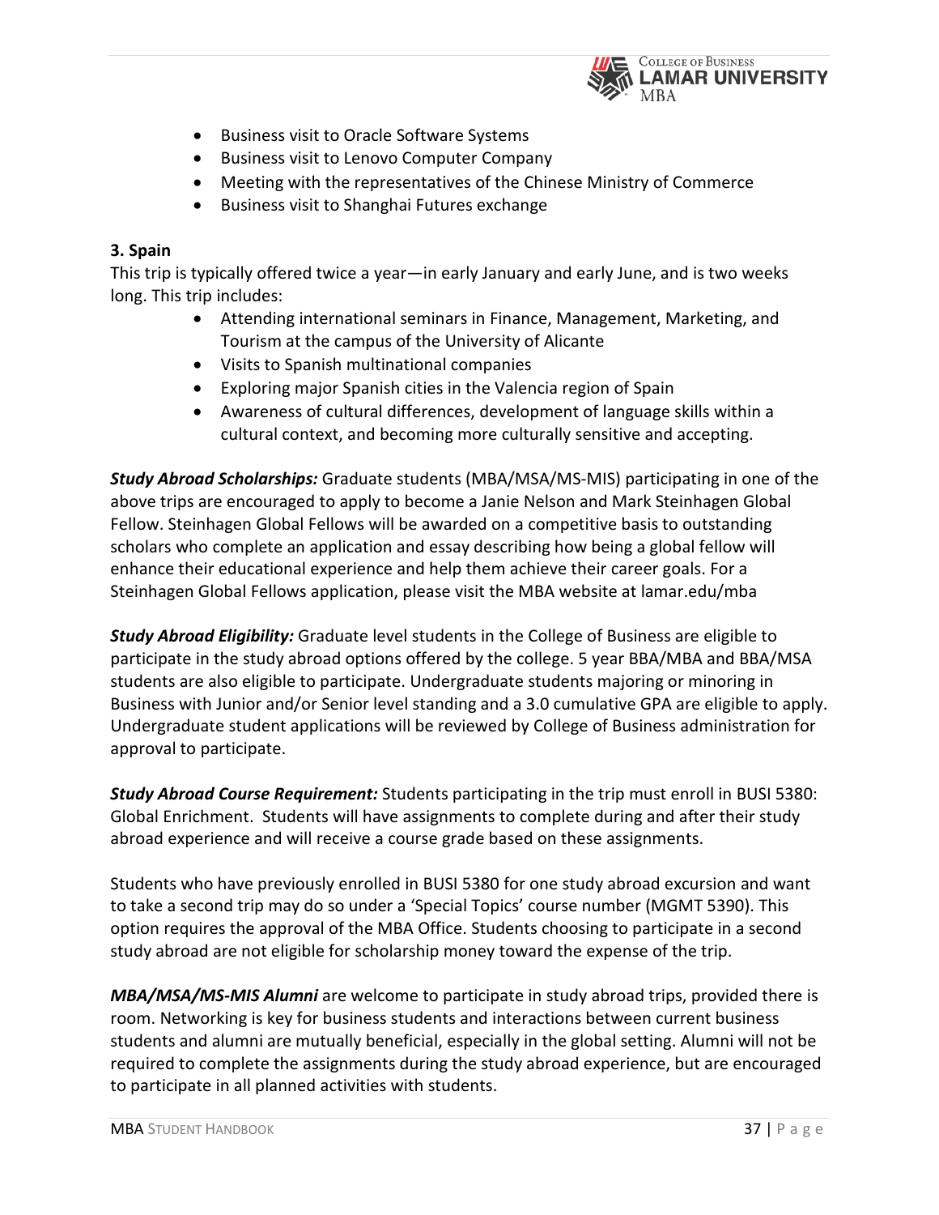- Business visit to Oracle Software Systems
- Business visit to Lenovo Computer Company
- Meeting with the representatives of the Chinese Ministry of Commerce
- Business visit to Shanghai Futures exchange

**3. Spain**

This trip is typically offered twice a year—in early January and early June, and is two weeks long. This trip includes:

- Attending international seminars in Finance, Management, Marketing, and Tourism at the campus of the University of Alicante
- Visits to Spanish multinational companies
- Exploring major Spanish cities in the Valencia region of Spain
- Awareness of cultural differences, development of language skills within a cultural context, and becoming more culturally sensitive and accepting.

***Study Abroad Scholarships:*** Graduate students (MBA/MSA/MS-MIS) participating in one of the above trips are encouraged to apply to become a Janie Nelson and Mark Steinhagen Global Fellow. Steinhagen Global Fellows will be awarded on a competitive basis to outstanding scholars who complete an application and essay describing how being a global fellow will enhance their educational experience and help them achieve their career goals. For a Steinhagen Global Fellows application, please visit the MBA website at lamar.edu/mba

***Study Abroad Eligibility:*** Graduate level students in the College of Business are eligible to participate in the study abroad options offered by the college. 5 year BBA/MBA and BBA/MSA students are also eligible to participate. Undergraduate students majoring or minoring in Business with Junior and/or Senior level standing and a 3.0 cumulative GPA are eligible to apply. Undergraduate student applications will be reviewed by College of Business administration for approval to participate.

***Study Abroad Course Requirement:*** Students participating in the trip must enroll in BUSI 5380: Global Enrichment. Students will have assignments to complete during and after their study abroad experience and will receive a course grade based on these assignments.

Students who have previously enrolled in BUSI 5380 for one study abroad excursion and want to take a second trip may do so under a 'Special Topics' course number (MGMT 5390). This option requires the approval of the MBA Office. Students choosing to participate in a second study abroad are not eligible for scholarship money toward the expense of the trip.

***MBA/MSA/MS-MIS Alumni*** are welcome to participate in study abroad trips, provided there is room. Networking is key for business students and interactions between current business students and alumni are mutually beneficial, especially in the global setting. Alumni will not be required to complete the assignments during the study abroad experience, but are encouraged to participate in all planned activities with students.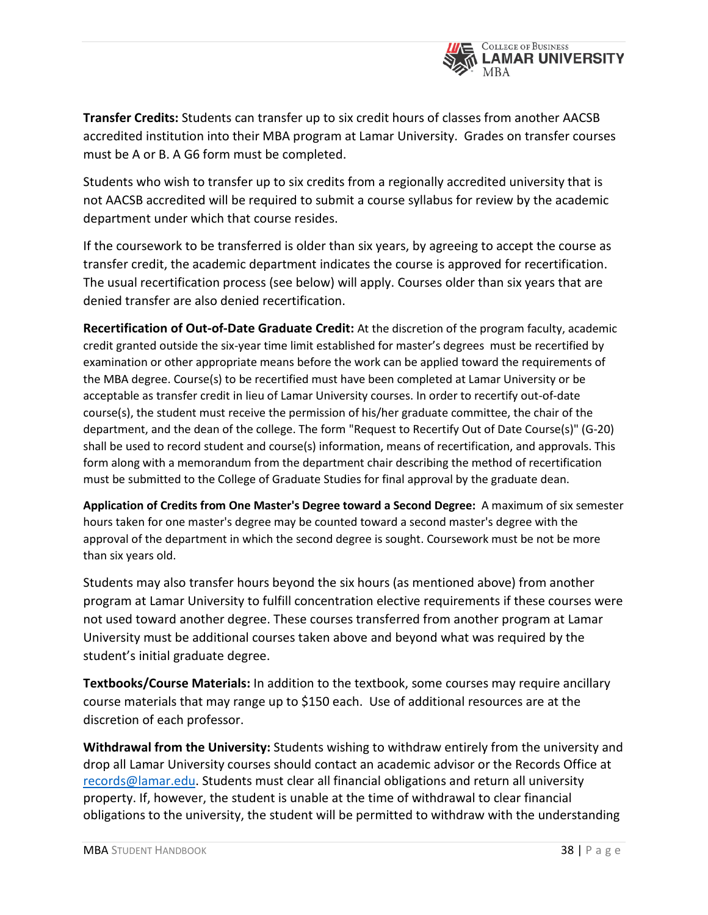**Transfer Credits:** Students can transfer up to six credit hours of classes from another AACSB accredited institution into their MBA program at Lamar University. Grades on transfer courses must be A or B. A G6 form must be completed.

Students who wish to transfer up to six credits from a regionally accredited university that is not AACSB accredited will be required to submit a course syllabus for review by the academic department under which that course resides.

If the coursework to be transferred is older than six years, by agreeing to accept the course as transfer credit, the academic department indicates the course is approved for recertification. The usual recertification process (see below) will apply. Courses older than six years that are denied transfer are also denied recertification.

**Recertification of Out-of-Date Graduate Credit:** At the discretion of the program faculty, academic credit granted outside the six-year time limit established for master's degrees must be recertified by examination or other appropriate means before the work can be applied toward the requirements of the MBA degree. Course(s) to be recertified must have been completed at Lamar University or be acceptable as transfer credit in lieu of Lamar University courses. In order to recertify out-of-date course(s), the student must receive the permission of his/her graduate committee, the chair of the department, and the dean of the college. The form "Request to Recertify Out of Date Course(s)" (G-20) shall be used to record student and course(s) information, means of recertification, and approvals. This form along with a memorandum from the department chair describing the method of recertification must be submitted to the College of Graduate Studies for final approval by the graduate dean.

**Application of Credits from One Master's Degree toward a Second Degree:** A maximum of six semester hours taken for one master's degree may be counted toward a second master's degree with the approval of the department in which the second degree is sought. Coursework must be not be more than six years old.

Students may also transfer hours beyond the six hours (as mentioned above) from another program at Lamar University to fulfill concentration elective requirements if these courses were not used toward another degree. These courses transferred from another program at Lamar University must be additional courses taken above and beyond what was required by the student's initial graduate degree.

**Textbooks/Course Materials:** In addition to the textbook, some courses may require ancillary course materials that may range up to $150 each. Use of additional resources are at the discretion of each professor.

**Withdrawal from the University:** Students wishing to withdraw entirely from the university and drop all Lamar University courses should contact an academic advisor or the Records Office at records@lamar.edu. Students must clear all financial obligations and return all university property. If, however, the student is unable at the time of withdrawal to clear financial obligations to the university, the student will be permitted to withdraw with the understanding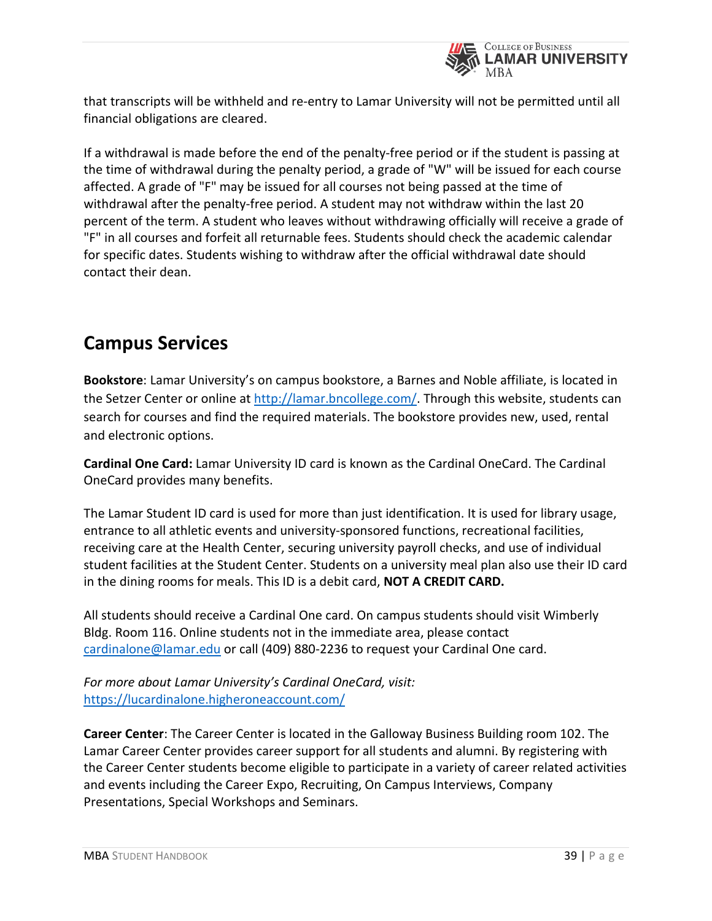that transcripts will be withheld and re-entry to Lamar University will not be permitted until all financial obligations are cleared.

If a withdrawal is made before the end of the penalty-free period or if the student is passing at the time of withdrawal during the penalty period, a grade of "W" will be issued for each course affected. A grade of "F" may be issued for all courses not being passed at the time of withdrawal after the penalty-free period. A student may not withdraw within the last 20 percent of the term. A student who leaves without withdrawing officially will receive a grade of "F" in all courses and forfeit all returnable fees. Students should check the academic calendar for specific dates. Students wishing to withdraw after the official withdrawal date should contact their dean.

## Campus Services

**Bookstore**: Lamar University's on campus bookstore, a Barnes and Noble affiliate, is located in the Setzer Center or online at http://lamar.bncollege.com/. Through this website, students can search for courses and find the required materials. The bookstore provides new, used, rental and electronic options.

**Cardinal One Card:** Lamar University ID card is known as the Cardinal OneCard. The Cardinal OneCard provides many benefits.

The Lamar Student ID card is used for more than just identification. It is used for library usage, entrance to all athletic events and university-sponsored functions, recreational facilities, receiving care at the Health Center, securing university payroll checks, and use of individual student facilities at the Student Center. Students on a university meal plan also use their ID card in the dining rooms for meals. This ID is a debit card, **NOT A CREDIT CARD.**

All students should receive a Cardinal One card. On campus students should visit Wimberly Bldg. Room 116. Online students not in the immediate area, please contact cardinalone@lamar.edu or call (409) 880-2236 to request your Cardinal One card.

*For more about Lamar University's Cardinal OneCard, visit:*
https://lucardinalone.higheroneaccount.com/

**Career Center**: The Career Center is located in the Galloway Business Building room 102. The Lamar Career Center provides career support for all students and alumni. By registering with the Career Center students become eligible to participate in a variety of career related activities and events including the Career Expo, Recruiting, On Campus Interviews, Company Presentations, Special Workshops and Seminars.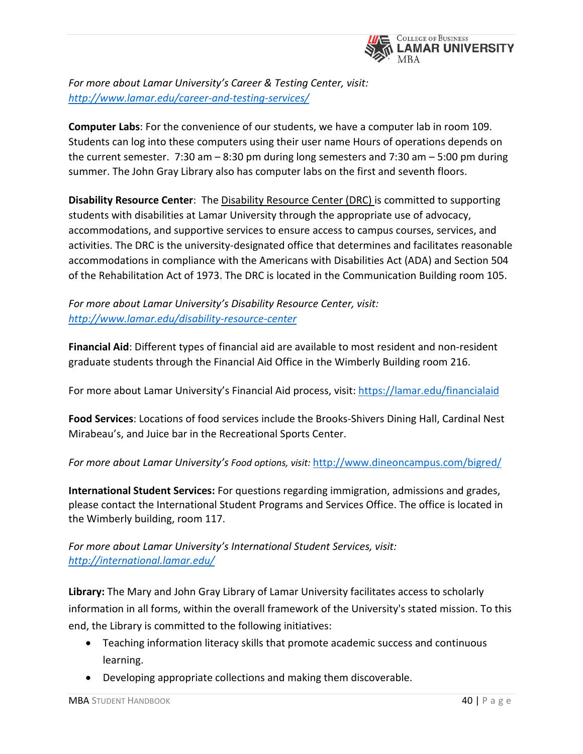*For more about Lamar University's Career & Testing Center, visit:*
*http://www.lamar.edu/career-and-testing-services/*

**Computer Labs**: For the convenience of our students, we have a computer lab in room 109. Students can log into these computers using their user name Hours of operations depends on the current semester. 7:30 am – 8:30 pm during long semesters and 7:30 am – 5:00 pm during summer. The John Gray Library also has computer labs on the first and seventh floors.

**Disability Resource Center**: The Disability Resource Center (DRC) is committed to supporting students with disabilities at Lamar University through the appropriate use of advocacy, accommodations, and supportive services to ensure access to campus courses, services, and activities. The DRC is the university-designated office that determines and facilitates reasonable accommodations in compliance with the Americans with Disabilities Act (ADA) and Section 504 of the Rehabilitation Act of 1973. The DRC is located in the Communication Building room 105.

*For more about Lamar University's Disability Resource Center, visit:*
*http://www.lamar.edu/disability-resource-center*

**Financial Aid**: Different types of financial aid are available to most resident and non-resident graduate students through the Financial Aid Office in the Wimberly Building room 216.

For more about Lamar University's Financial Aid process, visit: https://lamar.edu/financialaid

**Food Services**: Locations of food services include the Brooks-Shivers Dining Hall, Cardinal Nest Mirabeau's, and Juice bar in the Recreational Sports Center.

*For more about Lamar University's Food options, visit:* http://www.dineoncampus.com/bigred/

**International Student Services:** For questions regarding immigration, admissions and grades, please contact the International Student Programs and Services Office. The office is located in the Wimberly building, room 117.

*For more about Lamar University's International Student Services, visit:*
*http://international.lamar.edu/*

**Library:** The Mary and John Gray Library of Lamar University facilitates access to scholarly information in all forms, within the overall framework of the University's stated mission. To this end, the Library is committed to the following initiatives:

- Teaching information literacy skills that promote academic success and continuous learning.
- Developing appropriate collections and making them discoverable.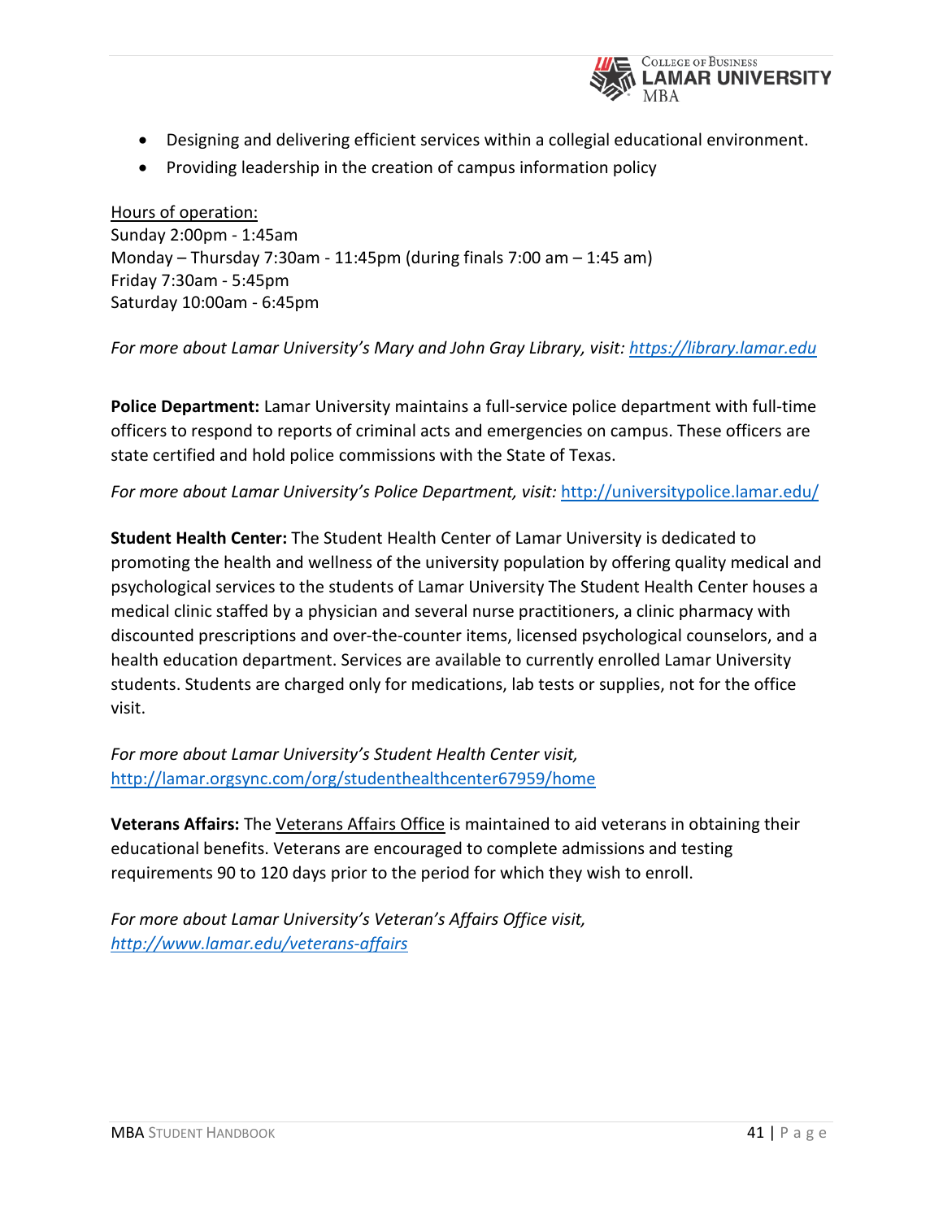- Designing and delivering efficient services within a collegial educational environment.
- Providing leadership in the creation of campus information policy

Hours of operation:
Sunday 2:00pm - 1:45am
Monday – Thursday 7:30am - 11:45pm (during finals 7:00 am – 1:45 am)
Friday 7:30am - 5:45pm
Saturday 10:00am - 6:45pm

*For more about Lamar University's Mary and John Gray Library, visit: [https://library.lamar.edu](https://library.lamar.edu)*

**Police Department:** Lamar University maintains a full-service police department with full-time officers to respond to reports of criminal acts and emergencies on campus. These officers are state certified and hold police commissions with the State of Texas.

*For more about Lamar University's Police Department, visit:* [http://universitypolice.lamar.edu/](http://universitypolice.lamar.edu/)

**Student Health Center:** The Student Health Center of Lamar University is dedicated to promoting the health and wellness of the university population by offering quality medical and psychological services to the students of Lamar University The Student Health Center houses a medical clinic staffed by a physician and several nurse practitioners, a clinic pharmacy with discounted prescriptions and over-the-counter items, licensed psychological counselors, and a health education department. Services are available to currently enrolled Lamar University students. Students are charged only for medications, lab tests or supplies, not for the office visit.

*For more about Lamar University's Student Health Center visit,*
[http://lamar.orgsync.com/org/studenthealthcenter67959/home](http://lamar.orgsync.com/org/studenthealthcenter67959/home)

**Veterans Affairs:** The Veterans Affairs Office is maintained to aid veterans in obtaining their educational benefits. Veterans are encouraged to complete admissions and testing requirements 90 to 120 days prior to the period for which they wish to enroll.

*For more about Lamar University's Veteran's Affairs Office visit,*
*[http://www.lamar.edu/veterans-affairs](http://www.lamar.edu/veterans-affairs)*